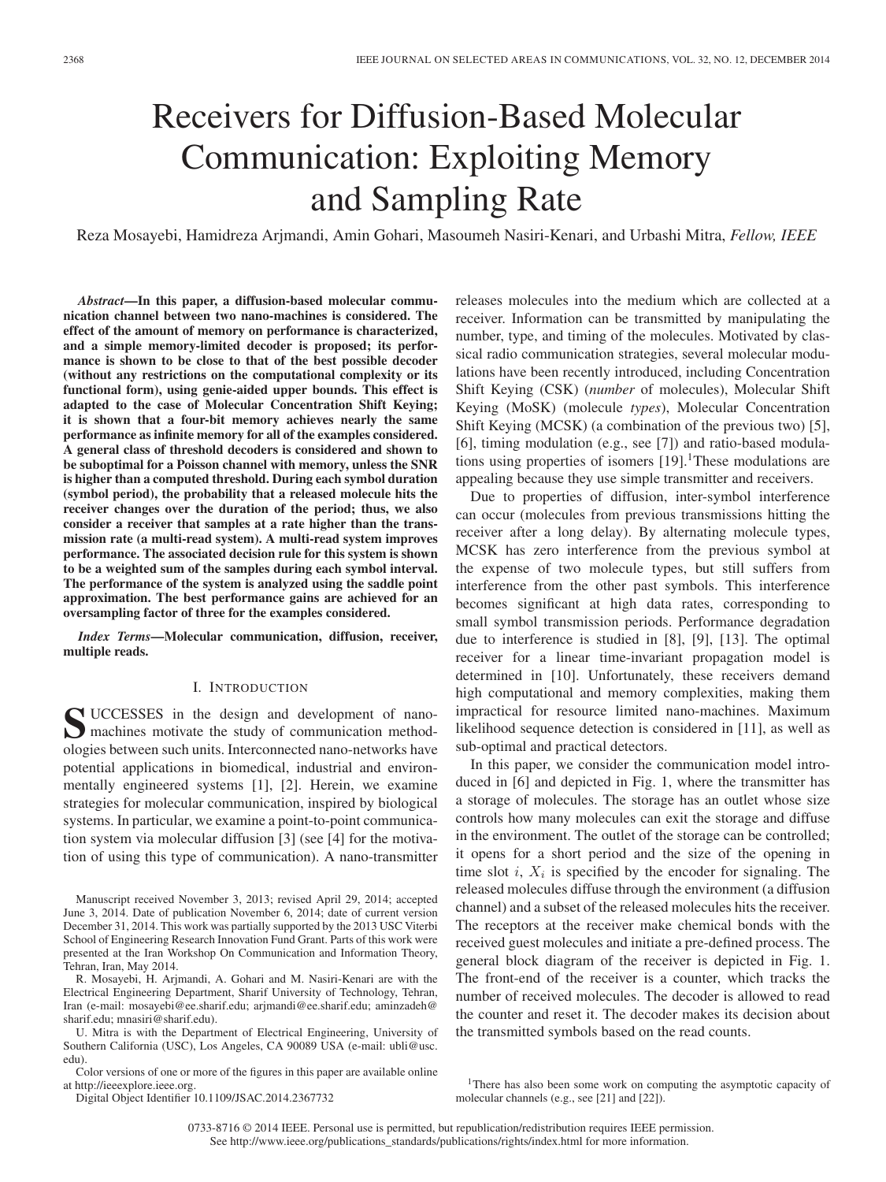# Receivers for Diffusion-Based Molecular Communication: Exploiting Memory and Sampling Rate

Reza Mosayebi, Hamidreza Arjmandi, Amin Gohari, Masoumeh Nasiri-Kenari, and Urbashi Mitra, *Fellow, IEEE*

***Abstract*—In this paper, a diffusion-based molecular communication channel between two nano-machines is considered. The effect of the amount of memory on performance is characterized, and a simple memory-limited decoder is proposed; its performance is shown to be close to that of the best possible decoder (without any restrictions on the computational complexity or its functional form), using genie-aided upper bounds. This effect is adapted to the case of Molecular Concentration Shift Keying; it is shown that a four-bit memory achieves nearly the same performance as infinite memory for all of the examples considered. A general class of threshold decoders is considered and shown to be suboptimal for a Poisson channel with memory, unless the SNR is higher than a computed threshold. During each symbol duration (symbol period), the probability that a released molecule hits the receiver changes over the duration of the period; thus, we also consider a receiver that samples at a rate higher than the transmission rate (a multi-read system). A multi-read system improves performance. The associated decision rule for this system is shown to be a weighted sum of the samples during each symbol interval. The performance of the system is analyzed using the saddle point approximation. The best performance gains are achieved for an oversampling factor of three for the examples considered.**

***Index Terms*—Molecular communication, diffusion, receiver, multiple reads.**

## I. Introduction

Successes in the design and development of nano-machines motivate the study of communication methodologies between such units. Interconnected nano-networks have potential applications in biomedical, industrial and environmentally engineered systems [1], [2]. Herein, we examine strategies for molecular communication, inspired by biological systems. In particular, we examine a point-to-point communication system via molecular diffusion [3] (see [4] for the motivation of using this type of communication). A nano-transmitter releases molecules into the medium which are collected at a receiver. Information can be transmitted by manipulating the number, type, and timing of the molecules. Motivated by classical radio communication strategies, several molecular modulations have been recently introduced, including Concentration Shift Keying (CSK) (*number* of molecules), Molecular Shift Keying (MoSK) (molecule *types*), Molecular Concentration Shift Keying (MCSK) (a combination of the previous two) [5], [6], timing modulation (e.g., see [7]) and ratio-based modulations using properties of isomers [19].[1] These modulations are appealing because they use simple transmitter and receivers.

Due to properties of diffusion, inter-symbol interference can occur (molecules from previous transmissions hitting the receiver after a long delay). By alternating molecule types, MCSK has zero interference from the previous symbol at the expense of two molecule types, but still suffers from interference from the other past symbols. This interference becomes significant at high data rates, corresponding to small symbol transmission periods. Performance degradation due to interference is studied in [8], [9], [13]. The optimal receiver for a linear time-invariant propagation model is determined in [10]. Unfortunately, these receivers demand high computational and memory complexities, making them impractical for resource limited nano-machines. Maximum likelihood sequence detection is considered in [11], as well as sub-optimal and practical detectors.

In this paper, we consider the communication model introduced in [6] and depicted in Fig. 1, where the transmitter has a storage of molecules. The storage has an outlet whose size controls how many molecules can exit the storage and diffuse in the environment. The outlet of the storage can be controlled; it opens for a short period and the size of the opening in time slot $i$, $X_i$ is specified by the encoder for signaling. The released molecules diffuse through the environment (a diffusion channel) and a subset of the released molecules hits the receiver. The receptors at the receiver make chemical bonds with the received guest molecules and initiate a pre-defined process. The general block diagram of the receiver is depicted in Fig. 1. The front-end of the receiver is a counter, which tracks the number of received molecules. The decoder is allowed to read the counter and reset it. The decoder makes its decision about the transmitted symbols based on the read counts.

Manuscript received November 3, 2013; revised April 29, 2014; accepted June 3, 2014. Date of publication November 6, 2014; date of current version December 31, 2014. This work was partially supported by the 2013 USC Viterbi School of Engineering Research Innovation Fund Grant. Parts of this work were presented at the Iran Workshop On Communication and Information Theory, Tehran, Iran, May 2014.

R. Mosayebi, H. Arjmandi, A. Gohari and M. Nasiri-Kenari are with the Electrical Engineering Department, Sharif University of Technology, Tehran, Iran (e-mail: mosayebi@ee.sharif.edu; arjmandi@ee.sharif.edu; aminzadeh@sharif.edu; mnasiri@sharif.edu).

U. Mitra is with the Department of Electrical Engineering, University of Southern California (USC), Los Angeles, CA 90089 USA (e-mail: ubli@usc.edu).

Color versions of one or more of the figures in this paper are available online at http://ieeexplore.ieee.org.

Digital Object Identifier 10.1109/JSAC.2014.2367732

[1] There has also been some work on computing the asymptotic capacity of molecular channels (e.g., see [21] and [22]).

0733-8716 © 2014 IEEE. Personal use is permitted, but republication/redistribution requires IEEE permission. See http://www.ieee.org/publications_standards/publications/rights/index.html for more information.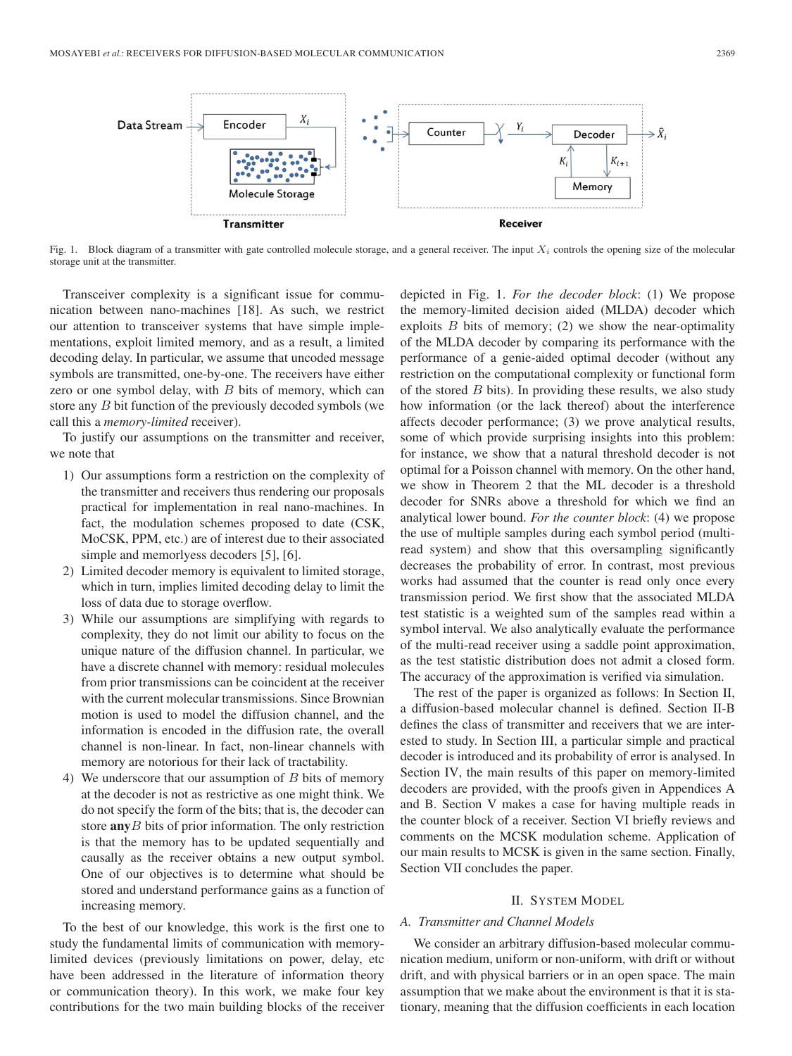Fig. 1. Block diagram of a transmitter with gate controlled molecule storage, and a general receiver. The input $X_i$ controls the opening size of the molecular storage unit at the transmitter.

Transceiver complexity is a significant issue for communication between nano-machines [18]. As such, we restrict our attention to transceiver systems that have simple implementations, exploit limited memory, and as a result, a limited decoding delay. In particular, we assume that uncoded message symbols are transmitted, one-by-one. The receivers have either zero or one symbol delay, with $B$ bits of memory, which can store any $B$ bit function of the previously decoded symbols (we call this a *memory-limited* receiver).

To justify our assumptions on the transmitter and receiver, we note that

1) Our assumptions form a restriction on the complexity of the transmitter and receivers thus rendering our proposals practical for implementation in real nano-machines. In fact, the modulation schemes proposed to date (CSK, MoCSK, PPM, etc.) are of interest due to their associated simple and memoryless decoders [5], [6].
2) Limited decoder memory is equivalent to limited storage, which in turn, implies limited decoding delay to limit the loss of data due to storage overflow.
3) While our assumptions are simplifying with regards to complexity, they do not limit our ability to focus on the unique nature of the diffusion channel. In particular, we have a discrete channel with memory: residual molecules from prior transmissions can be coincident at the receiver with the current molecular transmissions. Since Brownian motion is used to model the diffusion channel, and the information is encoded in the diffusion rate, the overall channel is non-linear. In fact, non-linear channels with memory are notorious for their lack of tractability.
4) We underscore that our assumption of $B$ bits of memory at the decoder is not as restrictive as one might think. We do not specify the form of the bits; that is, the decoder can store **any** $B$ bits of prior information. The only restriction is that the memory has to be updated sequentially and causally as the receiver obtains a new output symbol. One of our objectives is to determine what should be stored and understand performance gains as a function of increasing memory.

To the best of our knowledge, this work is the first one to study the fundamental limits of communication with memory-limited devices (previously limitations on power, delay, etc have been addressed in the literature of information theory or communication theory). In this work, we make four key contributions for the two main building blocks of the receiver depicted in Fig. 1. *For the decoder block*: (1) We propose the memory-limited decision aided (MLDA) decoder which exploits $B$ bits of memory; (2) we show the near-optimality of the MLDA decoder by comparing its performance with the performance of a genie-aided optimal decoder (without any restriction on the computational complexity or functional form of the stored $B$ bits). In providing these results, we also study how information (or the lack thereof) about the interference affects decoder performance; (3) we prove analytical results, some of which provide surprising insights into this problem: for instance, we show that a natural threshold decoder is not optimal for a Poisson channel with memory. On the other hand, we show in Theorem 2 that the ML decoder is a threshold decoder for SNRs above a threshold for which we find an analytical lower bound. *For the counter block*: (4) we propose the use of multiple samples during each symbol period (multi-read system) and show that this oversampling significantly decreases the probability of error. In contrast, most previous works had assumed that the counter is read only once every transmission period. We first show that the associated MLDA test statistic is a weighted sum of the samples read within a symbol interval. We also analytically evaluate the performance of the multi-read receiver using a saddle point approximation, as the test statistic distribution does not admit a closed form. The accuracy of the approximation is verified via simulation.

The rest of the paper is organized as follows: In Section II, a diffusion-based molecular channel is defined. Section II-B defines the class of transmitter and receivers that we are interested to study. In Section III, a particular simple and practical decoder is introduced and its probability of error is analysed. In Section IV, the main results of this paper on memory-limited decoders are provided, with the proofs given in Appendices A and B. Section V makes a case for having multiple reads in the counter block of a receiver. Section VI briefly reviews and comments on the MCSK modulation scheme. Application of our main results to MCSK is given in the same section. Finally, Section VII concludes the paper.

## II. System Model

### A. Transmitter and Channel Models

We consider an arbitrary diffusion-based molecular communication medium, uniform or non-uniform, with drift or without drift, and with physical barriers or in an open space. The main assumption that we make about the environment is that it is stationary, meaning that the diffusion coefficients in each location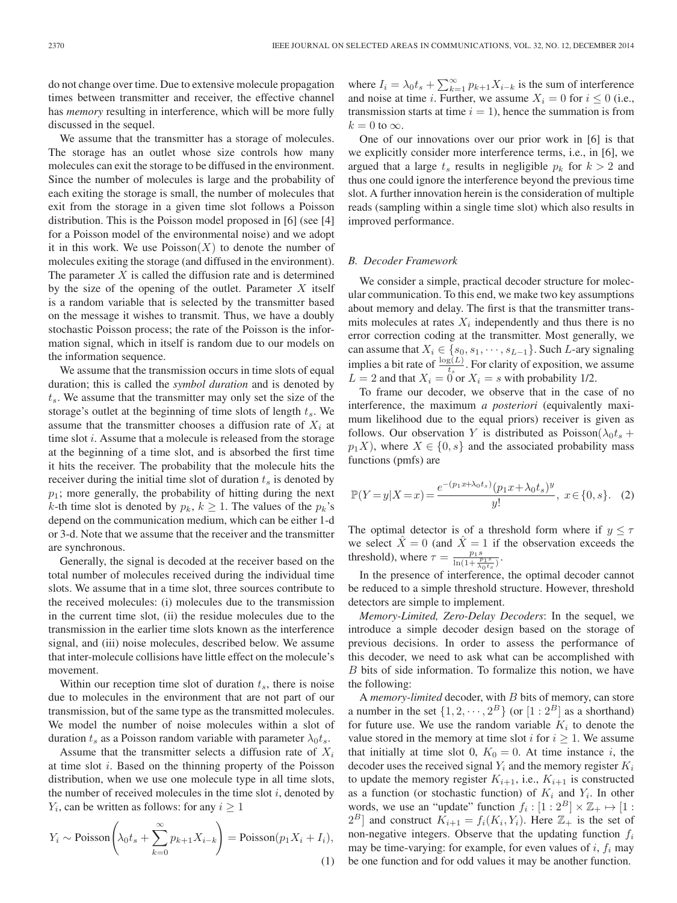do not change over time. Due to extensive molecule propagation times between transmitter and receiver, the effective channel has *memory* resulting in interference, which will be more fully discussed in the sequel.

We assume that the transmitter has a storage of molecules. The storage has an outlet whose size controls how many molecules can exit the storage to be diffused in the environment. Since the number of molecules is large and the probability of each exiting the storage is small, the number of molecules that exit from the storage in a given time slot follows a Poisson distribution. This is the Poisson model proposed in [6] (see [4] for a Poisson model of the environmental noise) and we adopt it in this work. We use $\text{Poisson}(X)$ to denote the number of molecules exiting the storage (and diffused in the environment). The parameter $X$ is called the diffusion rate and is determined by the size of the opening of the outlet. Parameter $X$ itself is a random variable that is selected by the transmitter based on the message it wishes to transmit. Thus, we have a doubly stochastic Poisson process; the rate of the Poisson is the information signal, which in itself is random due to our models on the information sequence.

We assume that the transmission occurs in time slots of equal duration; this is called the *symbol duration* and is denoted by $t_s$. We assume that the transmitter may only set the size of the storage's outlet at the beginning of time slots of length $t_s$. We assume that the transmitter chooses a diffusion rate of $X_i$ at time slot $i$. Assume that a molecule is released from the storage at the beginning of a time slot, and is absorbed the first time it hits the receiver. The probability that the molecule hits the receiver during the initial time slot of duration $t_s$ is denoted by $p_1$; more generally, the probability of hitting during the next $k$-th time slot is denoted by $p_k$, $k \geq 1$. The values of the $p_k$'s depend on the communication medium, which can be either 1-d or 3-d. Note that we assume that the receiver and the transmitter are synchronous.

Generally, the signal is decoded at the receiver based on the total number of molecules received during the individual time slots. We assume that in a time slot, three sources contribute to the received molecules: (i) molecules due to the transmission in the current time slot, (ii) the residue molecules due to the transmission in the earlier time slots known as the interference signal, and (iii) noise molecules, described below. We assume that inter-molecule collisions have little effect on the molecule's movement.

Within our reception time slot of duration $t_s$, there is noise due to molecules in the environment that are not part of our transmission, but of the same type as the transmitted molecules. We model the number of noise molecules within a slot of duration $t_s$ as a Poisson random variable with parameter $\lambda_0 t_s$.

Assume that the transmitter selects a diffusion rate of $X_i$ at time slot $i$. Based on the thinning property of the Poisson distribution, when we use one molecule type in all time slots, the number of received molecules in the time slot $i$, denoted by $Y_i$, can be written as follows: for any $i \geq 1$

$$Y_i \sim \text{Poisson}\left(\lambda_0 t_s + \sum_{k=0}^{\infty} p_{k+1} X_{i-k}\right) = \text{Poisson}(p_1 X_i + I_i), \tag{1}$$

where $I_i = \lambda_0 t_s + \sum_{k=1}^{\infty} p_{k+1} X_{i-k}$ is the sum of interference and noise at time $i$. Further, we assume $X_i = 0$ for $i \leq 0$ (i.e., transmission starts at time $i = 1$), hence the summation is from $k = 0$ to $\infty$.

One of our innovations over our prior work in [6] is that we explicitly consider more interference terms, i.e., in [6], we argued that a large $t_s$ results in negligible $p_k$ for $k > 2$ and thus one could ignore the interference beyond the previous time slot. A further innovation herein is the consideration of multiple reads (sampling within a single time slot) which also results in improved performance.

### B. Decoder Framework

We consider a simple, practical decoder structure for molecular communication. To this end, we make two key assumptions about memory and delay. The first is that the transmitter transmits molecules at rates $X_i$ independently and thus there is no error correction coding at the transmitter. Most generally, we can assume that $X_i \in \{s_0, s_1, \cdots, s_{L-1}\}$. Such $L$-ary signaling implies a bit rate of $\frac{\log(L)}{t_s}$. For clarity of exposition, we assume $L = 2$ and that $X_i = 0$ or $X_i = s$ with probability 1/2.

To frame our decoder, we observe that in the case of no interference, the maximum *a posteriori* (equivalently maximum likelihood due to the equal priors) receiver is given as follows. Our observation $Y$ is distributed as $\text{Poisson}(\lambda_0 t_s + p_1 X)$, where $X \in \{0, s\}$ and the associated probability mass functions (pmfs) are

$$\mathbb{P}(Y = y | X = x) = \frac{e^{-(p_1 x + \lambda_0 t_s)} (p_1 x + \lambda_0 t_s)^y}{y!}, \; x \in \{0, s\}. \tag{2}$$

The optimal detector is of a threshold form where if $y \leq \tau$ we select $\hat{X} = 0$ (and $\hat{X} = 1$ if the observation exceeds the threshold), where $\tau = \frac{p_1 s}{\ln(1 + \frac{p_1 s}{\lambda_0 t_s})}$.

In the presence of interference, the optimal decoder cannot be reduced to a simple threshold structure. However, threshold detectors are simple to implement.

*Memory-Limited, Zero-Delay Decoders*: In the sequel, we introduce a simple decoder design based on the storage of previous decisions. In order to assess the performance of this decoder, we need to ask what can be accomplished with $B$ bits of side information. To formalize this notion, we have the following:

A *memory-limited* decoder, with $B$ bits of memory, can store a number in the set $\{1, 2, \cdots, 2^B\}$ (or $[1 : 2^B]$ as a shorthand) for future use. We use the random variable $K_i$ to denote the value stored in the memory at time slot $i$ for $i \geq 1$. We assume that initially at time slot 0, $K_0 = 0$. At time instance $i$, the decoder uses the received signal $Y_i$ and the memory register $K_i$ to update the memory register $K_{i+1}$, i.e., $K_{i+1}$ is constructed as a function (or stochastic function) of $K_i$ and $Y_i$. In other words, we use an "update" function $f_i : [1 : 2^B] \times \mathbb{Z}_+ \mapsto [1 : 2^B]$ and construct $K_{i+1} = f_i(K_i, Y_i)$. Here $\mathbb{Z}_+$ is the set of non-negative integers. Observe that the updating function $f_i$ may be time-varying: for example, for even values of $i$, $f_i$ may be one function and for odd values it may be another function.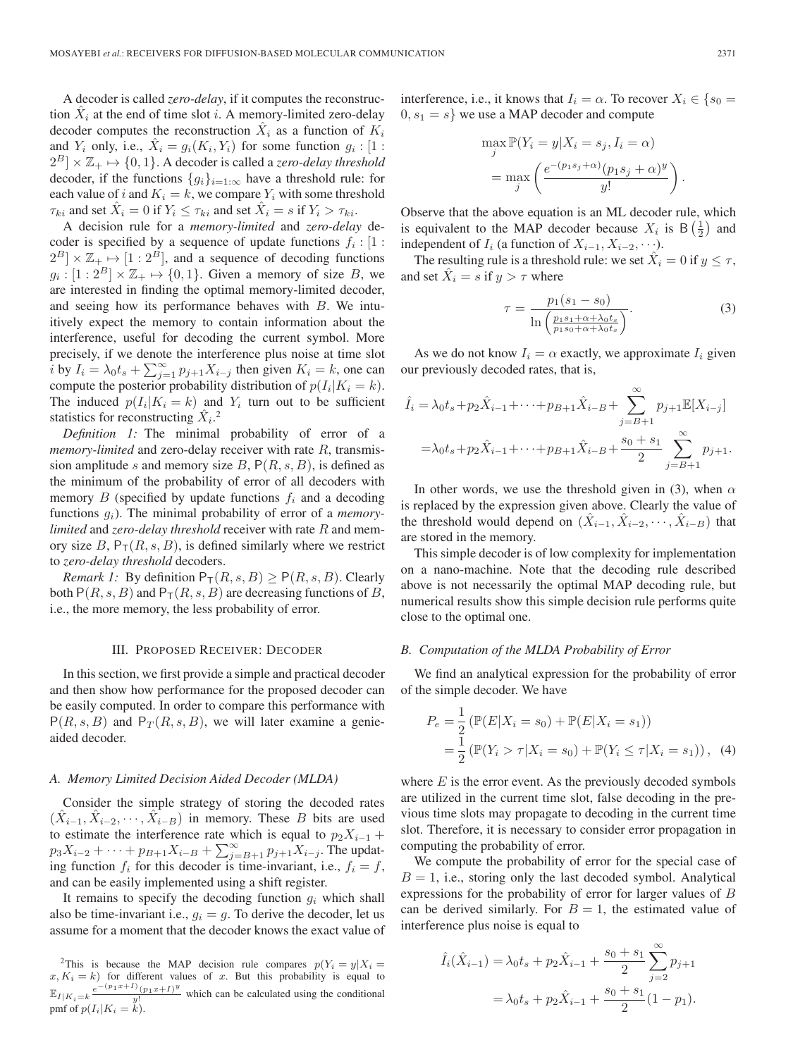A decoder is called *zero-delay*, if it computes the reconstruction $\hat{X}_i$ at the end of time slot $i$. A memory-limited zero-delay decoder computes the reconstruction $\hat{X}_i$ as a function of $K_i$ and $Y_i$ only, i.e., $\hat{X}_i = g_i(K_i, Y_i)$ for some function $g_i : [1 : 2^B] \times \mathbb{Z}_+ \mapsto \{0, 1\}$. A decoder is called a *zero-delay threshold* decoder, if the functions $\{g_i\}_{i=1:\infty}$ have a threshold rule: for each value of $i$ and $K_i = k$, we compare $Y_i$ with some threshold $\tau_{ki}$ and set $\hat{X}_i = 0$ if $Y_i \leq \tau_{ki}$ and set $\hat{X}_i = s$ if $Y_i > \tau_{ki}$.

A decision rule for a *memory-limited* and *zero-delay* decoder is specified by a sequence of update functions $f_i : [1 : 2^B] \times \mathbb{Z}_+ \mapsto [1 : 2^B]$, and a sequence of decoding functions $g_i : [1 : 2^B] \times \mathbb{Z}_+ \mapsto \{0, 1\}$. Given a memory of size $B$, we are interested in finding the optimal memory-limited decoder, and seeing how its performance behaves with $B$. We intuitively expect the memory to contain information about the interference, useful for decoding the current symbol. More precisely, if we denote the interference plus noise at time slot $i$ by $I_i = \lambda_0 t_s + \sum_{j=1}^{\infty} p_{j+1} X_{i-j}$ then given $K_i = k$, one can compute the posterior probability distribution of $p(I_i | K_i = k)$. The induced $p(I_i | K_i = k)$ and $Y_i$ turn out to be sufficient statistics for reconstructing $\hat{X}_i$.[2]

*Definition 1:* The minimal probability of error of a *memory-limited* and zero-delay receiver with rate $R$, transmission amplitude $s$ and memory size $B$, $\mathsf{P}(R, s, B)$, is defined as the minimum of the probability of error of all decoders with memory $B$ (specified by update functions $f_i$ and a decoding functions $g_i$). The minimal probability of error of a *memory-limited* and *zero-delay threshold* receiver with rate $R$ and memory size $B$, $\mathsf{P}_\mathsf{T}(R, s, B)$, is defined similarly where we restrict to *zero-delay threshold* decoders.

*Remark 1:* By definition $\mathsf{P}_\mathsf{T}(R, s, B) \geq \mathsf{P}(R, s, B)$. Clearly both $\mathsf{P}(R, s, B)$ and $\mathsf{P}_\mathsf{T}(R, s, B)$ are decreasing functions of $B$, i.e., the more memory, the less probability of error.

## III. Proposed Receiver: Decoder

In this section, we first provide a simple and practical decoder and then show how performance for the proposed decoder can be easily computed. In order to compare this performance with $\mathsf{P}(R, s, B)$ and $\mathsf{P}_T(R, s, B)$, we will later examine a genie-aided decoder.

### A. Memory Limited Decision Aided Decoder (MLDA)

Consider the simple strategy of storing the decoded rates $(\hat{X}_{i-1}, \hat{X}_{i-2}, \cdots, \hat{X}_{i-B})$ in memory. These $B$ bits are used to estimate the interference rate which is equal to $p_2 X_{i-1} + p_3 X_{i-2} + \cdots + p_{B+1} X_{i-B} + \sum_{j=B+1}^{\infty} p_{j+1} X_{i-j}$. The updating function $f_i$ for this decoder is time-invariant, i.e., $f_i = f$, and can be easily implemented using a shift register.

It remains to specify the decoding function $g_i$ which shall also be time-invariant i.e., $g_i = g$. To derive the decoder, let us assume for a moment that the decoder knows the exact value of interference, i.e., it knows that $I_i = \alpha$. To recover $X_i \in \{s_0 = 0, s_1 = s\}$ we use a MAP decoder and compute

$$
\begin{aligned}
&\max_j \mathbb{P}(Y_i = y | X_i = s_j, I_i = \alpha) \\
&= \max_j \left( \frac{e^{-(p_1 s_j + \alpha)} (p_1 s_j + \alpha)^y}{y!} \right).
\end{aligned}
$$

Observe that the above equation is an ML decoder rule, which is equivalent to the MAP decoder because $X_i$ is $\mathsf{B}\left(\frac{1}{2}\right)$ and independent of $I_i$ (a function of $X_{i-1}, X_{i-2}, \cdots$).

The resulting rule is a threshold rule: we set $\hat{X}_i = 0$ if $y \leq \tau$, and set $\hat{X}_i = s$ if $y > \tau$ where

$$
\tau = \frac{p_1(s_1 - s_0)}{\ln\left(\frac{p_1 s_1 + \alpha + \lambda_0 t_s}{p_1 s_0 + \alpha + \lambda_0 t_s}\right)}. \tag{3}
$$

As we do not know $I_i = \alpha$ exactly, we approximate $I_i$ given our previously decoded rates, that is,

$$
\begin{aligned}
\hat{I}_i &= \lambda_0 t_s + p_2 \hat{X}_{i-1} + \cdots + p_{B+1} \hat{X}_{i-B} + \sum_{j=B+1}^{\infty} p_{j+1} \mathbb{E}[X_{i-j}] \\
&= \lambda_0 t_s + p_2 \hat{X}_{i-1} + \cdots + p_{B+1} \hat{X}_{i-B} + \frac{s_0 + s_1}{2} \sum_{j=B+1}^{\infty} p_{j+1}.
\end{aligned}
$$

In other words, we use the threshold given in (3), when $\alpha$ is replaced by the expression given above. Clearly the value of the threshold would depend on $(\hat{X}_{i-1}, \hat{X}_{i-2}, \cdots, \hat{X}_{i-B})$ that are stored in the memory.

This simple decoder is of low complexity for implementation on a nano-machine. Note that the decoding rule described above is not necessarily the optimal MAP decoding rule, but numerical results show this simple decision rule performs quite close to the optimal one.

### B. Computation of the MLDA Probability of Error

We find an analytical expression for the probability of error of the simple decoder. We have

$$
\begin{aligned}
P_e &= \frac{1}{2} \left( \mathbb{P}(E | X_i = s_0) + \mathbb{P}(E | X_i = s_1) \right) \\
&= \frac{1}{2} \left( \mathbb{P}(Y_i > \tau | X_i = s_0) + \mathbb{P}(Y_i \leq \tau | X_i = s_1) \right), \quad (4)
\end{aligned}
$$

where $E$ is the error event. As the previously decoded symbols are utilized in the current time slot, false decoding in the previous time slots may propagate to decoding in the current time slot. Therefore, it is necessary to consider error propagation in computing the probability of error.

We compute the probability of error for the special case of $B = 1$, i.e., storing only the last decoded symbol. Analytical expressions for the probability of error for larger values of $B$ can be derived similarly. For $B = 1$, the estimated value of interference plus noise is equal to

$$
\begin{aligned}
\hat{I}_i(\hat{X}_{i-1}) &= \lambda_0 t_s + p_2 \hat{X}_{i-1} + \frac{s_0 + s_1}{2} \sum_{j=2}^{\infty} p_{j+1} \\
&= \lambda_0 t_s + p_2 \hat{X}_{i-1} + \frac{s_0 + s_1}{2} (1 - p_1).
\end{aligned}
$$

[2] This is because the MAP decision rule compares $p(Y_i = y | X_i = x, K_i = k)$ for different values of $x$. But this probability is equal to $\mathbb{E}_{I|K_i=k} \frac{e^{-(p_1 x + I)}(p_1 x + I)^y}{y!}$ which can be calculated using the conditional pmf of $p(I_i | K_i = k)$.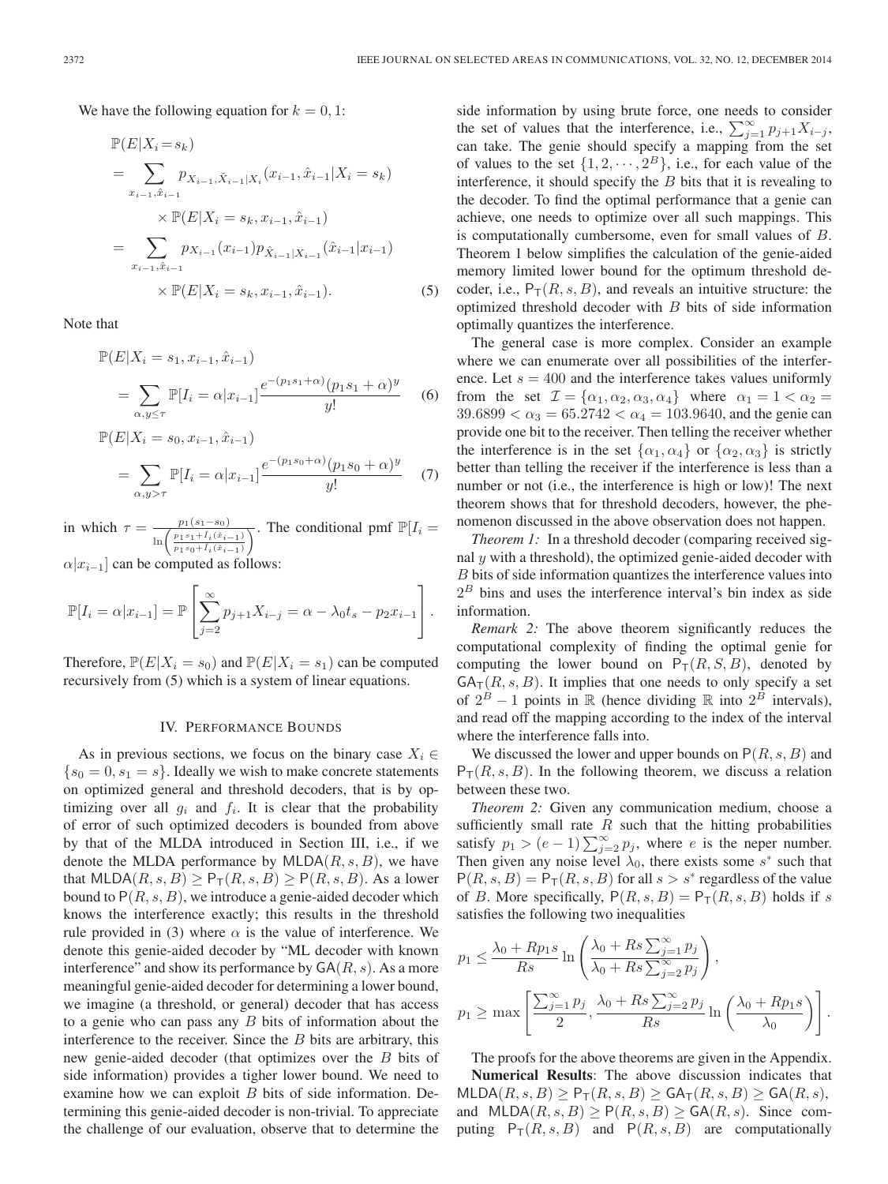We have the following equation for $k = 0, 1$:

$$
\begin{aligned}
&\mathbb{P}(E|X_i = s_k) \\
&= \sum_{x_{i-1}, \hat{x}_{i-1}} p_{X_{i-1}, \hat{X}_{i-1}|X_i}(x_{i-1}, \hat{x}_{i-1}|X_i = s_k) \\
&\qquad \times \mathbb{P}(E|X_i = s_k, x_{i-1}, \hat{x}_{i-1}) \\
&= \sum_{x_{i-1}, \hat{x}_{i-1}} p_{X_{i-1}}(x_{i-1}) p_{\hat{X}_{i-1}|X_{i-1}}(\hat{x}_{i-1}|x_{i-1}) \\
&\qquad \times \mathbb{P}(E|X_i = s_k, x_{i-1}, \hat{x}_{i-1}). \qquad (5)
\end{aligned}
$$

Note that

$$
\begin{aligned}
&\mathbb{P}(E|X_i = s_1, x_{i-1}, \hat{x}_{i-1}) \\
&\quad = \sum_{\alpha, y \le \tau} \mathbb{P}[I_i = \alpha | x_{i-1}] \frac{e^{-(p_1 s_1 + \alpha)}(p_1 s_1 + \alpha)^y}{y!} \qquad (6) \\
&\mathbb{P}(E|X_i = s_0, x_{i-1}, \hat{x}_{i-1}) \\
&\quad = \sum_{\alpha, y > \tau} \mathbb{P}[I_i = \alpha | x_{i-1}] \frac{e^{-(p_1 s_0 + \alpha)}(p_1 s_0 + \alpha)^y}{y!} \qquad (7)
\end{aligned}
$$

in which $\tau = \frac{p_1(s_1 - s_0)}{\ln\left(\frac{p_1 s_1 + \bar{I}_i(\hat{x}_{i-1})}{p_1 s_0 + \bar{I}_i(\hat{x}_{i-1})}\right)}$. The conditional pmf $\mathbb{P}[I_i = \alpha | x_{i-1}]$ can be computed as follows:

$$
\mathbb{P}[I_i = \alpha | x_{i-1}] = \mathbb{P}\left[\sum_{j=2}^{\infty} p_{j+1} X_{i-j} = \alpha - \lambda_0 t_s - p_2 x_{i-1}\right].
$$

Therefore, $\mathbb{P}(E|X_i = s_0)$ and $\mathbb{P}(E|X_i = s_1)$ can be computed recursively from (5) which is a system of linear equations.

## IV. Performance Bounds

As in previous sections, we focus on the binary case $X_i \in \{s_0 = 0, s_1 = s\}$. Ideally we wish to make concrete statements on optimized general and threshold decoders, that is by optimizing over all $g_i$ and $f_i$. It is clear that the probability of error of such optimized decoders is bounded from above by that of the MLDA introduced in Section III, i.e., if we denote the MLDA performance by $\mathsf{MLDA}(R, s, B)$, we have that $\mathsf{MLDA}(R, s, B) \ge \mathsf{P_T}(R, s, B) \ge \mathsf{P}(R, s, B)$. As a lower bound to $\mathsf{P}(R, s, B)$, we introduce a genie-aided decoder which knows the interference exactly; this results in the threshold rule provided in (3) where $\alpha$ is the value of interference. We denote this genie-aided decoder by "ML decoder with known interference" and show its performance by $\mathsf{GA}(R, s)$. As a more meaningful genie-aided decoder for determining a lower bound, we imagine (a threshold, or general) decoder that has access to a genie who can pass any $B$ bits of information about the interference to the receiver. Since the $B$ bits are arbitrary, this new genie-aided decoder (that optimizes over the $B$ bits of side information) provides a tighter lower bound. We need to examine how we can exploit $B$ bits of side information. Determining this genie-aided decoder is non-trivial. To appreciate the challenge of our evaluation, observe that to determine the side information by using brute force, one needs to consider the set of values that the interference, i.e., $\sum_{j=1}^{\infty} p_{j+1} X_{i-j}$, can take. The genie should specify a mapping from the set of values to the set $\{1, 2, \cdots, 2^B\}$, i.e., for each value of the interference, it should specify the $B$ bits that it is revealing to the decoder. To find the optimal performance that a genie can achieve, one needs to optimize over all such mappings. This is computationally cumbersome, even for small values of $B$. Theorem 1 below simplifies the calculation of the genie-aided memory limited lower bound for the optimum threshold decoder, i.e., $\mathsf{P_T}(R, s, B)$, and reveals an intuitive structure: the optimized threshold decoder with $B$ bits of side information optimally quantizes the interference.

The general case is more complex. Consider an example where we can enumerate over all possibilities of the interference. Let $s = 400$ and the interference takes values uniformly from the set $\mathcal{I} = \{\alpha_1, \alpha_2, \alpha_3, \alpha_4\}$ where $\alpha_1 = 1 < \alpha_2 = 39.6899 < \alpha_3 = 65.2742 < \alpha_4 = 103.9640$, and the genie can provide one bit to the receiver. Then telling the receiver whether the interference is in the set $\{\alpha_1, \alpha_4\}$ or $\{\alpha_2, \alpha_3\}$ is strictly better than telling the receiver if the interference is less than a number or not (i.e., the interference is high or low)! The next theorem shows that for threshold decoders, however, the phenomenon discussed in the above observation does not happen.

*Theorem 1:* In a threshold decoder (comparing received signal $y$ with a threshold), the optimized genie-aided decoder with $B$ bits of side information quantizes the interference values into $2^B$ bins and uses the interference interval's bin index as side information.

*Remark 2:* The above theorem significantly reduces the computational complexity of finding the optimal genie for computing the lower bound on $\mathsf{P_T}(R, S, B)$, denoted by $\mathsf{GA_T}(R, s, B)$. It implies that one needs to only specify a set of $2^B - 1$ points in $\mathbb{R}$ (hence dividing $\mathbb{R}$ into $2^B$ intervals), and read off the mapping according to the index of the interval where the interference falls into.

We discussed the lower and upper bounds on $\mathsf{P}(R, s, B)$ and $\mathsf{P_T}(R, s, B)$. In the following theorem, we discuss a relation between these two.

*Theorem 2:* Given any communication medium, choose a sufficiently small rate $R$ such that the hitting probabilities satisfy $p_1 > (e - 1)\sum_{j=2}^{\infty} p_j$, where $e$ is the neper number. Then given any noise level $\lambda_0$, there exists some $s^*$ such that $\mathsf{P}(R, s, B) = \mathsf{P_T}(R, s, B)$ for all $s > s^*$ regardless of the value of $B$. More specifically, $\mathsf{P}(R, s, B) = \mathsf{P_T}(R, s, B)$ holds if $s$ satisfies the following two inequalities

$$
p_1 \le \frac{\lambda_0 + R p_1 s}{R s} \ln\left(\frac{\lambda_0 + R s \sum_{j=1}^{\infty} p_j}{\lambda_0 + R s \sum_{j=2}^{\infty} p_j}\right),
$$

$$
p_1 \ge \max\left[\frac{\sum_{j=1}^{\infty} p_j}{2}, \frac{\lambda_0 + R s \sum_{j=2}^{\infty} p_j}{R s} \ln\left(\frac{\lambda_0 + R p_1 s}{\lambda_0}\right)\right].
$$

The proofs for the above theorems are given in the Appendix.

**Numerical Results**: The above discussion indicates that $\mathsf{MLDA}(R, s, B) \ge \mathsf{P_T}(R, s, B) \ge \mathsf{GA_T}(R, s, B) \ge \mathsf{GA}(R, s)$, and $\mathsf{MLDA}(R, s, B) \ge \mathsf{P}(R, s, B) \ge \mathsf{GA}(R, s)$. Since computing $\mathsf{P_T}(R, s, B)$ and $\mathsf{P}(R, s, B)$ are computationally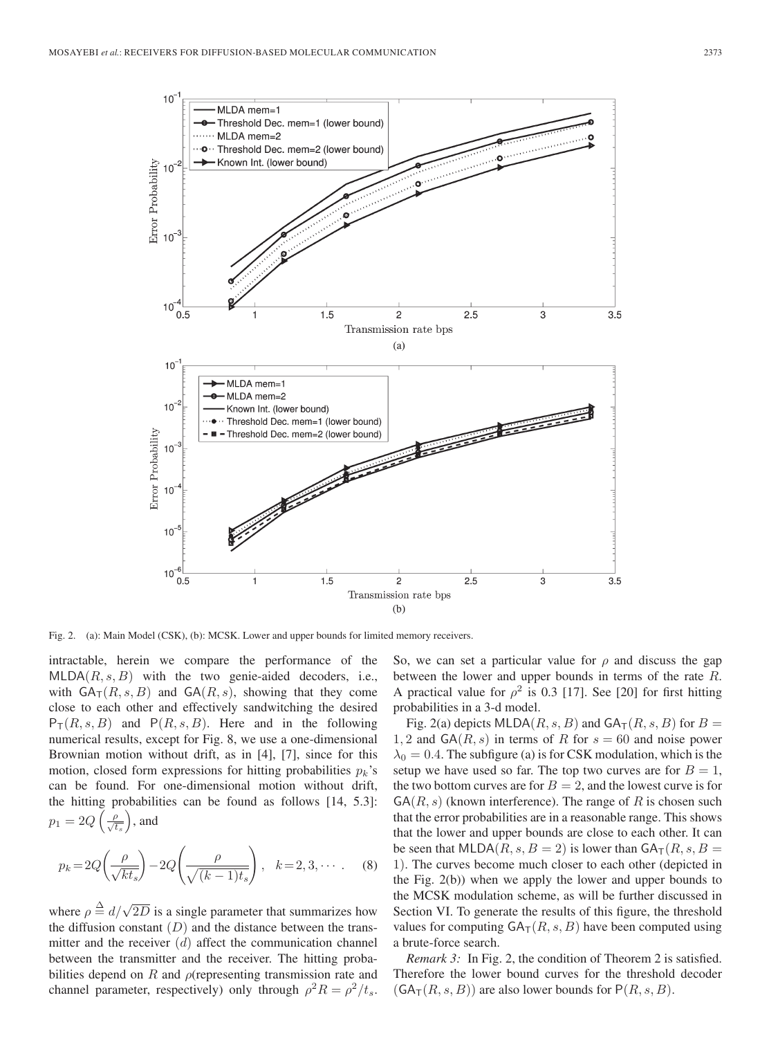Fig. 2. (a): Main Model (CSK), (b): MCSK. Lower and upper bounds for limited memory receivers.

intractable, herein we compare the performance of the $\mathsf{MLDA}(R, s, B)$ with the two genie-aided decoders, i.e., with $\mathsf{GA_T}(R, s, B)$ and $\mathsf{GA}(R, s)$, showing that they come close to each other and effectively sandwitching the desired $\mathsf{P_T}(R, s, B)$ and $\mathsf{P}(R, s, B)$. Here and in the following numerical results, except for Fig. 8, we use a one-dimensional Brownian motion without drift, as in [4], [7], since for this motion, closed form expressions for hitting probabilities $p_k$'s can be found. For one-dimensional motion without drift, the hitting probabilities can be found as follows [14, 5.3]: $p_1 = 2Q\left(\frac{\rho}{\sqrt{t_s}}\right)$, and

$$p_k = 2Q\left(\frac{\rho}{\sqrt{kt_s}}\right) - 2Q\left(\frac{\rho}{\sqrt{(k-1)t_s}}\right), \quad k = 2, 3, \cdots. \tag{8}$$

where $\rho \triangleq d/\sqrt{2D}$ is a single parameter that summarizes how the diffusion constant ($D$) and the distance between the transmitter and the receiver ($d$) affect the communication channel between the transmitter and the receiver. The hitting probabilities depend on $R$ and $\rho$(representing transmission rate and channel parameter, respectively) only through $\rho^2 R = \rho^2/t_s$. So, we can set a particular value for $\rho$ and discuss the gap between the lower and upper bounds in terms of the rate $R$. A practical value for $\rho^2$ is 0.3 [17]. See [20] for first hitting probabilities in a 3-d model.

Fig. 2(a) depicts $\mathsf{MLDA}(R, s, B)$ and $\mathsf{GA_T}(R, s, B)$ for $B = 1, 2$ and $\mathsf{GA}(R, s)$ in terms of $R$ for $s = 60$ and noise power $\lambda_0 = 0.4$. The subfigure (a) is for CSK modulation, which is the setup we have used so far. The top two curves are for $B = 1$, the two bottom curves are for $B = 2$, and the lowest curve is for $\mathsf{GA}(R, s)$ (known interference). The range of $R$ is chosen such that the error probabilities are in a reasonable range. This shows that the lower and upper bounds are close to each other. It can be seen that $\mathsf{MLDA}(R, s, B = 2)$ is lower than $\mathsf{GA_T}(R, s, B = 1)$. The curves become much closer to each other (depicted in the Fig. 2(b)) when we apply the lower and upper bounds to the MCSK modulation scheme, as will be further discussed in Section VI. To generate the results of this figure, the threshold values for computing $\mathsf{GA_T}(R, s, B)$ have been computed using a brute-force search.

*Remark 3:* In Fig. 2, the condition of Theorem 2 is satisfied. Therefore the lower bound curves for the threshold decoder ($\mathsf{GA_T}(R, s, B)$) are also lower bounds for $\mathsf{P}(R, s, B)$.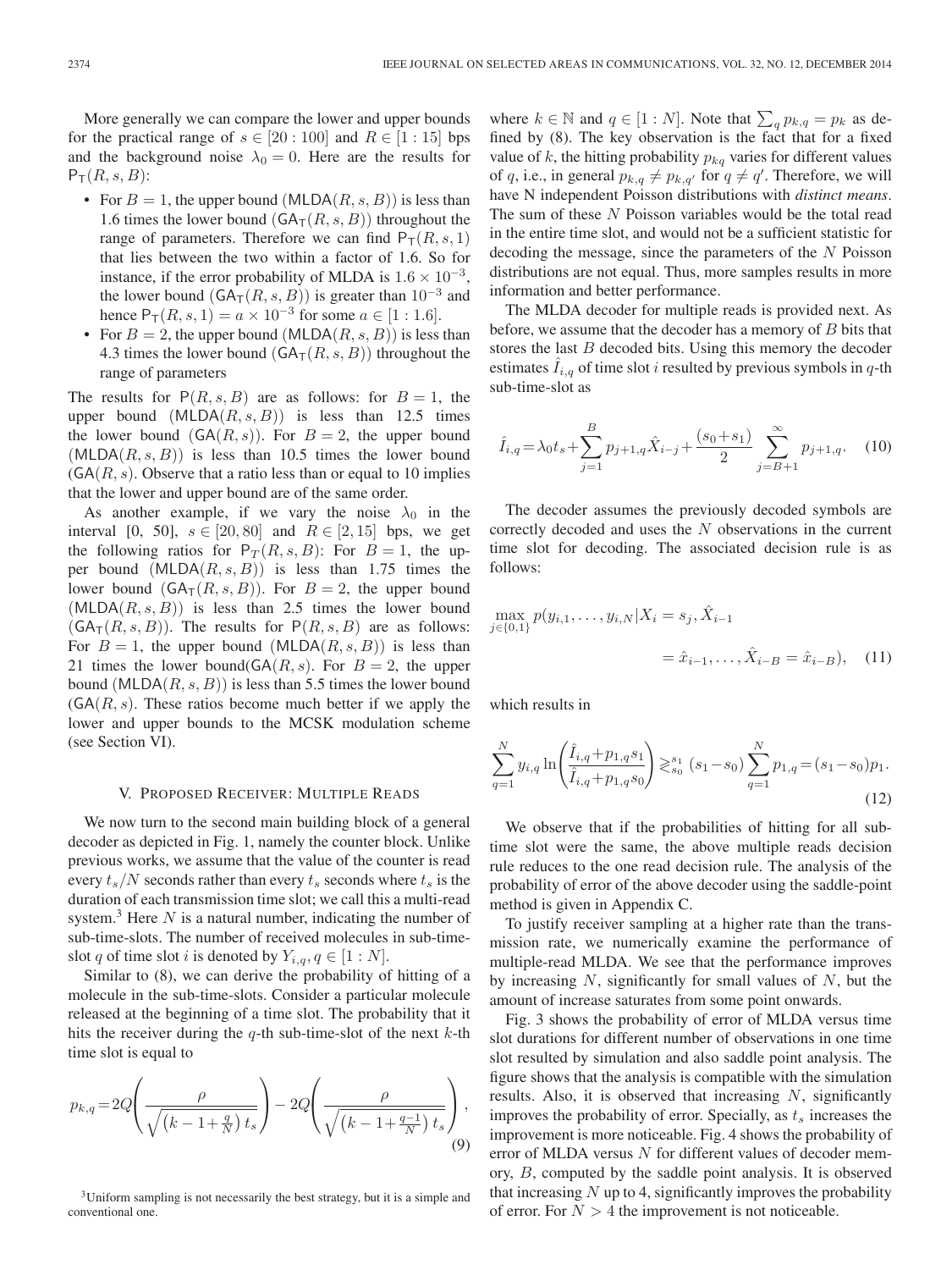More generally we can compare the lower and upper bounds for the practical range of $s \in [20:100]$ and $R \in [1:15]$ bps and the background noise $\lambda_0 = 0$. Here are the results for $\mathsf{P}_\mathsf{T}(R, s, B)$:

- For $B = 1$, the upper bound ($\mathsf{MLDA}(R, s, B)$) is less than 1.6 times the lower bound ($\mathsf{GA}_\mathsf{T}(R, s, B)$) throughout the range of parameters. Therefore we can find $\mathsf{P}_\mathsf{T}(R, s, 1)$ that lies between the two within a factor of 1.6. So for instance, if the error probability of MLDA is $1.6 \times 10^{-3}$, the lower bound ($\mathsf{GA}_\mathsf{T}(R, s, B)$) is greater than $10^{-3}$ and hence $\mathsf{P}_\mathsf{T}(R, s, 1) = a \times 10^{-3}$ for some $a \in [1:1.6]$.
- For $B = 2$, the upper bound ($\mathsf{MLDA}(R, s, B)$) is less than 4.3 times the lower bound ($\mathsf{GA}_\mathsf{T}(R, s, B)$) throughout the range of parameters

The results for $\mathsf{P}(R, s, B)$ are as follows: for $B = 1$, the upper bound ($\mathsf{MLDA}(R, s, B)$) is less than 12.5 times the lower bound ($\mathsf{GA}(R, s)$). For $B = 2$, the upper bound ($\mathsf{MLDA}(R, s, B)$) is less than 10.5 times the lower bound ($\mathsf{GA}(R, s)$. Observe that a ratio less than or equal to 10 implies that the lower and upper bound are of the same order.

As another example, if we vary the noise $\lambda_0$ in the interval [0, 50], $s \in [20, 80]$ and $R \in [2, 15]$ bps, we get the following ratios for $\mathsf{P}_T(R, s, B)$: For $B = 1$, the upper bound ($\mathsf{MLDA}(R, s, B)$) is less than 1.75 times the lower bound ($\mathsf{GA}_\mathsf{T}(R, s, B)$). For $B = 2$, the upper bound ($\mathsf{MLDA}(R, s, B)$) is less than 2.5 times the lower bound ($\mathsf{GA}_\mathsf{T}(R, s, B)$). The results for $\mathsf{P}(R, s, B)$ are as follows: For $B = 1$, the upper bound ($\mathsf{MLDA}(R, s, B)$) is less than 21 times the lower bound($\mathsf{GA}(R, s)$. For $B = 2$, the upper bound ($\mathsf{MLDA}(R, s, B)$) is less than 5.5 times the lower bound ($\mathsf{GA}(R, s)$. These ratios become much better if we apply the lower and upper bounds to the MCSK modulation scheme (see Section VI).

## V. Proposed Receiver: Multiple Reads

We now turn to the second main building block of a general decoder as depicted in Fig. 1, namely the counter block. Unlike previous works, we assume that the value of the counter is read every $t_s/N$ seconds rather than every $t_s$ seconds where $t_s$ is the duration of each transmission time slot; we call this a multi-read system.[3] Here $N$ is a natural number, indicating the number of sub-time-slots. The number of received molecules in sub-time-slot $q$ of time slot $i$ is denoted by $Y_{i,q}, q \in [1:N]$.

Similar to (8), we can derive the probability of hitting of a molecule in the sub-time-slots. Consider a particular molecule released at the beginning of a time slot. The probability that it hits the receiver during the $q$-th sub-time-slot of the next $k$-th time slot is equal to

$$p_{k,q} = 2Q\left(\frac{\rho}{\sqrt{\left(k-1+\frac{q}{N}\right)t_s}}\right) - 2Q\left(\frac{\rho}{\sqrt{\left(k-1+\frac{q-1}{N}\right)t_s}}\right), \quad (9)$$

[3] Uniform sampling is not necessarily the best strategy, but it is a simple and conventional one.

where $k \in \mathbb{N}$ and $q \in [1:N]$. Note that $\sum_q p_{k,q} = p_k$ as defined by (8). The key observation is the fact that for a fixed value of $k$, the hitting probability $p_{kq}$ varies for different values of $q$, i.e., in general $p_{k,q} \neq p_{k,q'}$ for $q \neq q'$. Therefore, we will have N independent Poisson distributions with *distinct means*. The sum of these $N$ Poisson variables would be the total read in the entire time slot, and would not be a sufficient statistic for decoding the message, since the parameters of the $N$ Poisson distributions are not equal. Thus, more samples results in more information and better performance.

The MLDA decoder for multiple reads is provided next. As before, we assume that the decoder has a memory of $B$ bits that stores the last $B$ decoded bits. Using this memory the decoder estimates $\hat{I}_{i,q}$ of time slot $i$ resulted by previous symbols in $q$-th sub-time-slot as

$$\hat{I}_{i,q} = \lambda_0 t_s + \sum_{j=1}^{B} p_{j+1,q}\hat{X}_{i-j} + \frac{(s_0+s_1)}{2}\sum_{j=B+1}^{\infty} p_{j+1,q}. \quad (10)$$

The decoder assumes the previously decoded symbols are correctly decoded and uses the $N$ observations in the current time slot for decoding. The associated decision rule is as follows:

$$\max_{j\in\{0,1\}} p(y_{i,1},\ldots,y_{i,N}|X_i = s_j, \hat{X}_{i-1} = \hat{x}_{i-1},\ldots,\hat{X}_{i-B} = \hat{x}_{i-B}), \quad (11)$$

which results in

$$\sum_{q=1}^{N} y_{i,q}\ln\left(\frac{\hat{I}_{i,q}+p_{1,q}s_1}{\hat{I}_{i,q}+p_{1,q}s_0}\right) \gtrless_{s_0}^{s_1} (s_1-s_0)\sum_{q=1}^{N} p_{1,q} = (s_1-s_0)p_1. \quad (12)$$

We observe that if the probabilities of hitting for all sub-time slot were the same, the above multiple reads decision rule reduces to the one read decision rule. The analysis of the probability of error of the above decoder using the saddle-point method is given in Appendix C.

To justify receiver sampling at a higher rate than the transmission rate, we numerically examine the performance of multiple-read MLDA. We see that the performance improves by increasing $N$, significantly for small values of $N$, but the amount of increase saturates from some point onwards.

Fig. 3 shows the probability of error of MLDA versus time slot durations for different number of observations in one time slot resulted by simulation and also saddle point analysis. The figure shows that the analysis is compatible with the simulation results. Also, it is observed that increasing $N$, significantly improves the probability of error. Specially, as $t_s$ increases the improvement is more noticeable. Fig. 4 shows the probability of error of MLDA versus $N$ for different values of decoder memory, $B$, computed by the saddle point analysis. It is observed that increasing $N$ up to 4, significantly improves the probability of error. For $N > 4$ the improvement is not noticeable.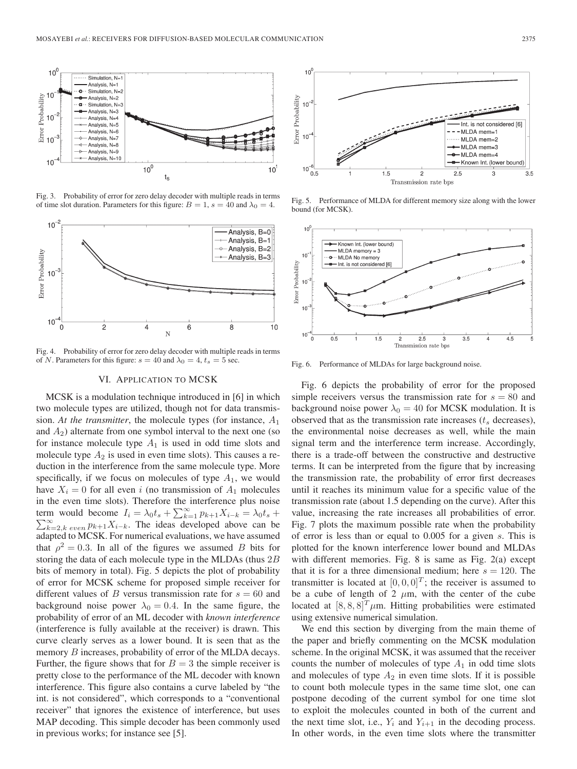Fig. 3. Probability of error for zero delay decoder with multiple reads in terms of time slot duration. Parameters for this figure: $B = 1$, $s = 40$ and $\lambda_0 = 4$.

Fig. 4. Probability of error for zero delay decoder with multiple reads in terms of $N$. Parameters for this figure: $s = 40$ and $\lambda_0 = 4$, $t_s = 5$ sec.

## VI. Application to MCSK

MCSK is a modulation technique introduced in [6] in which two molecule types are utilized, though not for data transmission. *At the transmitter*, the molecule types (for instance, $A_1$ and $A_2$) alternate from one symbol interval to the next one (so for instance molecule type $A_1$ is used in odd time slots and molecule type $A_2$ is used in even time slots). This causes a reduction in the interference from the same molecule type. More specifically, if we focus on molecules of type $A_1$, we would have $X_i = 0$ for all even $i$ (no transmission of $A_1$ molecules in the even time slots). Therefore the interference plus noise term would become $I_i = \lambda_0 t_s + \sum_{k=1}^{\infty} p_{k+1} X_{i-k} = \lambda_0 t_s + \sum_{k=2,k\ even}^{\infty} p_{k+1} X_{i-k}$. The ideas developed above can be adapted to MCSK. For numerical evaluations, we have assumed that $\rho^2 = 0.3$. In all of the figures we assumed $B$ bits for storing the data of each molecule type in the MLDAs (thus $2B$ bits of memory in total). Fig. 5 depicts the plot of probability of error for MCSK scheme for proposed simple receiver for different values of $B$ versus transmission rate for $s = 60$ and background noise power $\lambda_0 = 0.4$. In the same figure, the probability of error of an ML decoder with *known interference* (interference is fully available at the receiver) is drawn. This curve clearly serves as a lower bound. It is seen that as the memory $B$ increases, probability of error of the MLDA decays. Further, the figure shows that for $B = 3$ the simple receiver is pretty close to the performance of the ML decoder with known interference. This figure also contains a curve labeled by "the int. is not considered", which corresponds to a "conventional receiver" that ignores the existence of interference, but uses MAP decoding. This simple decoder has been commonly used in previous works; for instance see [5].

Fig. 5. Performance of MLDA for different memory size along with the lower bound (for MCSK).

Fig. 6. Performance of MLDAs for large background noise.

Fig. 6 depicts the probability of error for the proposed simple receivers versus the transmission rate for $s = 80$ and background noise power $\lambda_0 = 40$ for MCSK modulation. It is observed that as the transmission rate increases ($t_s$ decreases), the environmental noise decreases as well, while the main signal term and the interference term increase. Accordingly, there is a trade-off between the constructive and destructive terms. It can be interpreted from the figure that by increasing the transmission rate, the probability of error first decreases until it reaches its minimum value for a specific value of the transmission rate (about 1.5 depending on the curve). After this value, increasing the rate increases all probabilities of error. Fig. 7 plots the maximum possible rate when the probability of error is less than or equal to 0.005 for a given $s$. This is plotted for the known interference lower bound and MLDAs with different memories. Fig. 8 is same as Fig. 2(a) except that it is for a three dimensional medium; here $s = 120$. The transmitter is located at $[0, 0, 0]^T$; the receiver is assumed to be a cube of length of 2 $\mu$m, with the center of the cube located at $[8, 8, 8]^T \mu$m. Hitting probabilities were estimated using extensive numerical simulation.

We end this section by diverging from the main theme of the paper and briefly commenting on the MCSK modulation scheme. In the original MCSK, it was assumed that the receiver counts the number of molecules of type $A_1$ in odd time slots and molecules of type $A_2$ in even time slots. If it is possible to count both molecule types in the same time slot, one can postpone decoding of the current symbol for one time slot to exploit the molecules counted in both of the current and the next time slot, i.e., $Y_i$ and $Y_{i+1}$ in the decoding process. In other words, in the even time slots where the transmitter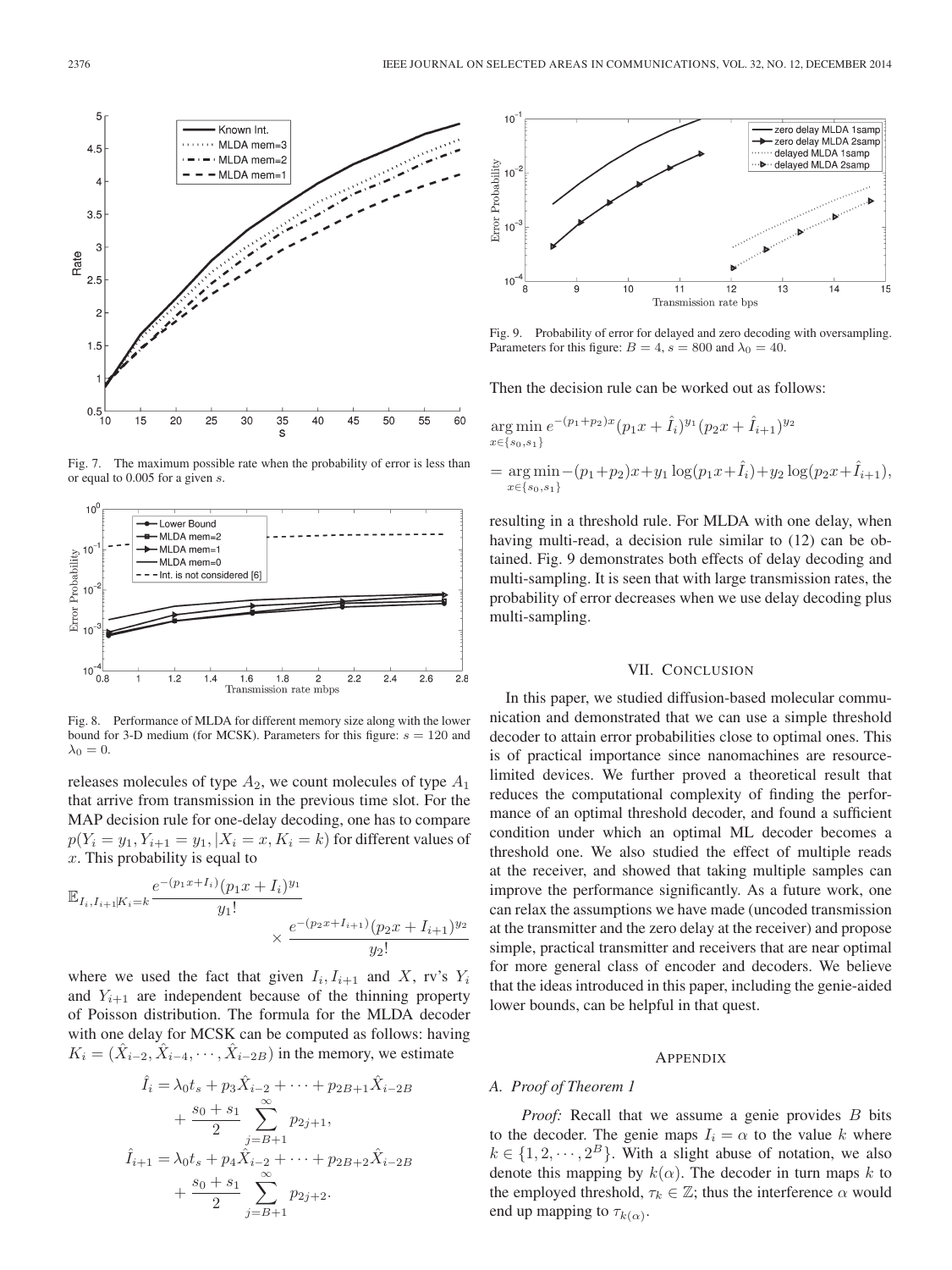Fig. 7. The maximum possible rate when the probability of error is less than or equal to 0.005 for a given $s$.

Fig. 8. Performance of MLDA for different memory size along with the lower bound for 3-D medium (for MCSK). Parameters for this figure: $s = 120$ and $\lambda_0 = 0$.

releases molecules of type $A_2$, we count molecules of type $A_1$ that arrive from transmission in the previous time slot. For the MAP decision rule for one-delay decoding, one has to compare $p(Y_i = y_1, Y_{i+1} = y_1, |X_i = x, K_i = k)$ for different values of $x$. This probability is equal to

$$\mathbb{E}_{I_i, I_{i+1}|K_i=k} \frac{e^{-(p_1 x + I_i)}(p_1 x + I_i)^{y_1}}{y_1!} \times \frac{e^{-(p_2 x + I_{i+1})}(p_2 x + I_{i+1})^{y_2}}{y_2!}$$

where we used the fact that given $I_i, I_{i+1}$ and $X$, rv's $Y_i$ and $Y_{i+1}$ are independent because of the thinning property of Poisson distribution. The formula for the MLDA decoder with one delay for MCSK can be computed as follows: having $K_i = (\hat{X}_{i-2}, \hat{X}_{i-4}, \cdots, \hat{X}_{i-2B})$ in the memory, we estimate

$$\hat{I}_i = \lambda_0 t_s + p_3 \hat{X}_{i-2} + \cdots + p_{2B+1} \hat{X}_{i-2B} + \frac{s_0 + s_1}{2} \sum_{j=B+1}^{\infty} p_{2j+1},$$

$$\hat{I}_{i+1} = \lambda_0 t_s + p_4 \hat{X}_{i-2} + \cdots + p_{2B+2} \hat{X}_{i-2B} + \frac{s_0 + s_1}{2} \sum_{j=B+1}^{\infty} p_{2j+2}.$$

Fig. 9. Probability of error for delayed and zero decoding with oversampling. Parameters for this figure: $B = 4$, $s = 800$ and $\lambda_0 = 40$.

Then the decision rule can be worked out as follows:

$$\arg\min_{x \in \{s_0, s_1\}} e^{-(p_1+p_2)x}(p_1 x + \hat{I}_i)^{y_1}(p_2 x + \hat{I}_{i+1})^{y_2}$$

$$= \arg\min_{x \in \{s_0, s_1\}} -(p_1+p_2)x + y_1 \log(p_1 x + \hat{I}_i) + y_2 \log(p_2 x + \hat{I}_{i+1}),$$

resulting in a threshold rule. For MLDA with one delay, when having multi-read, a decision rule similar to (12) can be obtained. Fig. 9 demonstrates both effects of delay decoding and multi-sampling. It is seen that with large transmission rates, the probability of error decreases when we use delay decoding plus multi-sampling.

## VII. Conclusion

In this paper, we studied diffusion-based molecular communication and demonstrated that we can use a simple threshold decoder to attain error probabilities close to optimal ones. This is of practical importance since nanomachines are resource-limited devices. We further proved a theoretical result that reduces the computational complexity of finding the performance of an optimal threshold decoder, and found a sufficient condition under which an optimal ML decoder becomes a threshold one. We also studied the effect of multiple reads at the receiver, and showed that taking multiple samples can improve the performance significantly. As a future work, one can relax the assumptions we have made (uncoded transmission at the transmitter and the zero delay at the receiver) and propose simple, practical transmitter and receivers that are near optimal for more general class of encoder and decoders. We believe that the ideas introduced in this paper, including the genie-aided lower bounds, can be helpful in that quest.

## Appendix

### A. Proof of Theorem 1

*Proof:* Recall that we assume a genie provides $B$ bits to the decoder. The genie maps $I_i = \alpha$ to the value $k$ where $k \in \{1, 2, \cdots, 2^B\}$. With a slight abuse of notation, we also denote this mapping by $k(\alpha)$. The decoder in turn maps $k$ to the employed threshold, $\tau_k \in \mathbb{Z}$; thus the interference $\alpha$ would end up mapping to $\tau_{k(\alpha)}$.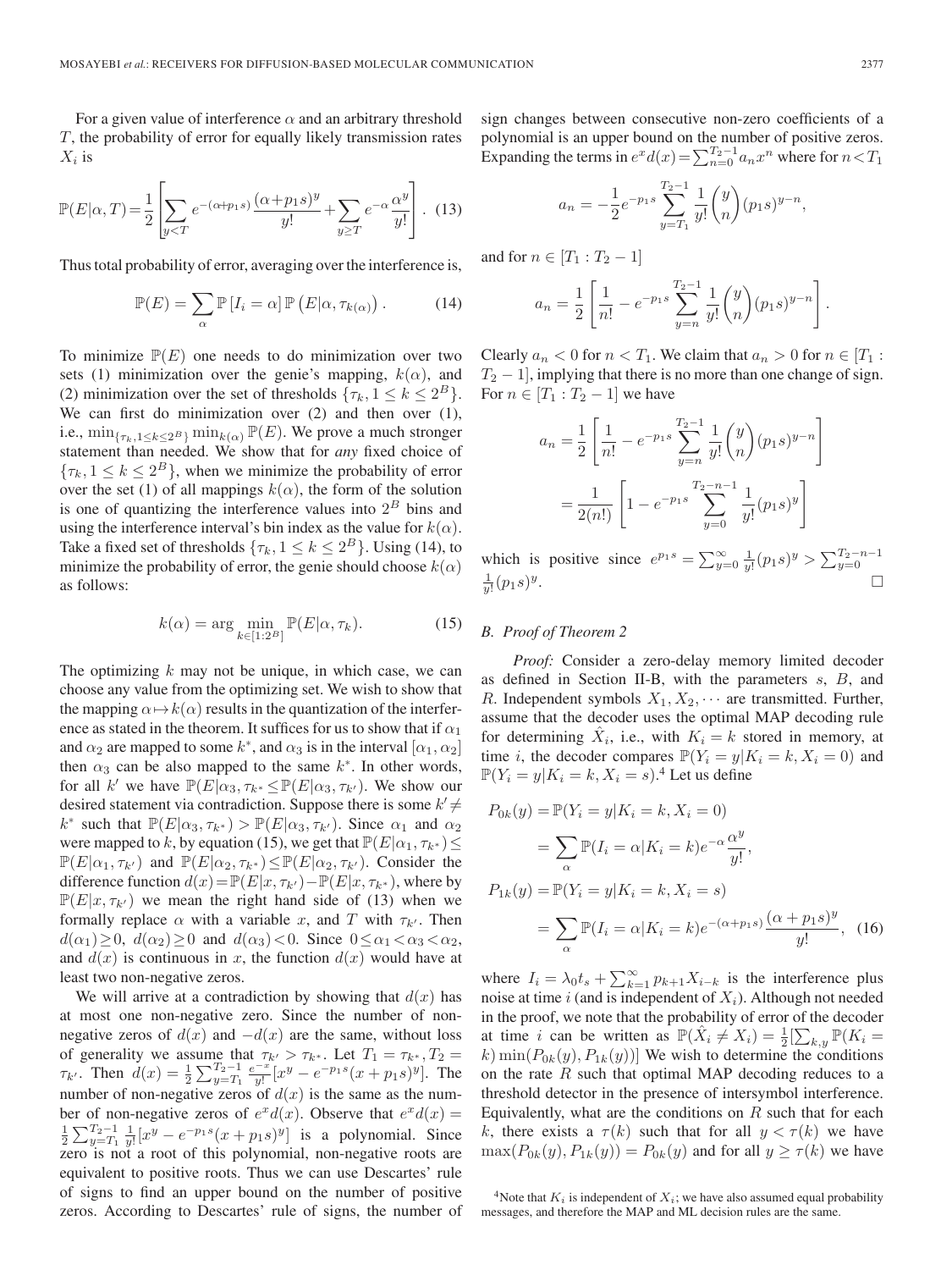For a given value of interference $\alpha$ and an arbitrary threshold $T$, the probability of error for equally likely transmission rates $X_i$ is

$$\mathbb{P}(E|\alpha,T)=\frac{1}{2}\left[\sum_{y<T}e^{-(\alpha+p_1 s)}\frac{(\alpha+p_1 s)^y}{y!}+\sum_{y\geq T}e^{-\alpha}\frac{\alpha^y}{y!}\right]. \quad (13)$$

Thus total probability of error, averaging over the interference is,

$$\mathbb{P}(E)=\sum_{\alpha}\mathbb{P}\left[I_i=\alpha\right]\mathbb{P}\left(E|\alpha,\tau_{k(\alpha)}\right). \quad (14)$$

To minimize $\mathbb{P}(E)$ one needs to do minimization over two sets (1) minimization over the genie's mapping, $k(\alpha)$, and (2) minimization over the set of thresholds $\{\tau_k, 1\leq k\leq 2^B\}$. We can first do minimization over (2) and then over (1), i.e., $\min_{\{\tau_k,1\leq k\leq 2^B\}}\min_{k(\alpha)}\mathbb{P}(E)$. We prove a much stronger statement than needed. We show that for *any* fixed choice of $\{\tau_k, 1\leq k\leq 2^B\}$, when we minimize the probability of error over the set (1) of all mappings $k(\alpha)$, the form of the solution is one of quantizing the interference values into $2^B$ bins and using the interference interval's bin index as the value for $k(\alpha)$. Take a fixed set of thresholds $\{\tau_k, 1\leq k\leq 2^B\}$. Using (14), to minimize the probability of error, the genie should choose $k(\alpha)$ as follows:

$$k(\alpha)=\arg\min_{k\in[1:2^B]}\mathbb{P}(E|\alpha,\tau_k). \quad (15)$$

The optimizing $k$ may not be unique, in which case, we can choose any value from the optimizing set. We wish to show that the mapping $\alpha\mapsto k(\alpha)$ results in the quantization of the interference as stated in the theorem. It suffices for us to show that if $\alpha_1$ and $\alpha_2$ are mapped to some $k^*$, and $\alpha_3$ is in the interval $[\alpha_1,\alpha_2]$ then $\alpha_3$ can be also mapped to the same $k^*$. In other words, for all $k'$ we have $\mathbb{P}(E|\alpha_3,\tau_{k^*}\leq\mathbb{P}(E|\alpha_3,\tau_{k'})$. We show our desired statement via contradiction. Suppose there is some $k'\neq k^*$ such that $\mathbb{P}(E|\alpha_3,\tau_{k^*})>\mathbb{P}(E|\alpha_3,\tau_{k'})$. Since $\alpha_1$ and $\alpha_2$ were mapped to $k$, by equation (15), we get that $\mathbb{P}(E|\alpha_1,\tau_{k^*})\leq\mathbb{P}(E|\alpha_1,\tau_{k'})$ and $\mathbb{P}(E|\alpha_2,\tau_{k^*})\leq\mathbb{P}(E|\alpha_2,\tau_{k'})$. Consider the difference function $d(x)=\mathbb{P}(E|x,\tau_{k'})-\mathbb{P}(E|x,\tau_{k^*})$, where by $\mathbb{P}(E|x,\tau_{k'})$ we mean the right hand side of (13) when we formally replace $\alpha$ with a variable $x$, and $T$ with $\tau_{k'}$. Then $d(\alpha_1)\geq 0$, $d(\alpha_2)\geq 0$ and $d(\alpha_3)<0$. Since $0\leq\alpha_1<\alpha_3<\alpha_2$, and $d(x)$ is continuous in $x$, the function $d(x)$ would have at least two non-negative zeros.

We will arrive at a contradiction by showing that $d(x)$ has at most one non-negative zero. Since the number of non-negative zeros of $d(x)$ and $-d(x)$ are the same, without loss of generality we assume that $\tau_{k'}>\tau_{k^*}$. Let $T_1=\tau_{k^*}, T_2=\tau_{k'}$. Then $d(x)=\frac{1}{2}\sum_{y=T_1}^{T_2-1}\frac{e^{-x}}{y!}[x^y-e^{-p_1 s}(x+p_1 s)^y]$. The number of non-negative zeros of $d(x)$ is the same as the number of non-negative zeros of $e^x d(x)$. Observe that $e^x d(x)=\frac{1}{2}\sum_{y=T_1}^{T_2-1}\frac{1}{y!}[x^y-e^{-p_1 s}(x+p_1 s)^y]$ is a polynomial. Since zero is not a root of this polynomial, non-negative roots are equivalent to positive roots. Thus we can use Descartes' rule of signs to find an upper bound on the number of positive zeros. According to Descartes' rule of signs, the number of sign changes between consecutive non-zero coefficients of a polynomial is an upper bound on the number of positive zeros. Expanding the terms in $e^x d(x)=\sum_{n=0}^{T_2-1}a_n x^n$ where for $n<T_1$

$$a_n=-\frac{1}{2}e^{-p_1 s}\sum_{y=T_1}^{T_2-1}\frac{1}{y!}\binom{y}{n}(p_1 s)^{y-n},$$

and for $n\in[T_1:T_2-1]$

$$a_n=\frac{1}{2}\left[\frac{1}{n!}-e^{-p_1 s}\sum_{y=n}^{T_2-1}\frac{1}{y!}\binom{y}{n}(p_1 s)^{y-n}\right].$$

Clearly $a_n<0$ for $n<T_1$. We claim that $a_n>0$ for $n\in[T_1:T_2-1]$, implying that there is no more than one change of sign. For $n\in[T_1:T_2-1]$ we have

$$\begin{aligned}a_n&=\frac{1}{2}\left[\frac{1}{n!}-e^{-p_1 s}\sum_{y=n}^{T_2-1}\frac{1}{y!}\binom{y}{n}(p_1 s)^{y-n}\right]\\&=\frac{1}{2(n!)}\left[1-e^{-p_1 s}\sum_{y=0}^{T_2-n-1}\frac{1}{y!}(p_1 s)^y\right]\end{aligned}$$

which is positive since $e^{p_1 s}=\sum_{y=0}^{\infty}\frac{1}{y!}(p_1 s)^y>\sum_{y=0}^{T_2-n-1}\frac{1}{y!}(p_1 s)^y$. □

## B. Proof of Theorem 2

*Proof:* Consider a zero-delay memory limited decoder as defined in Section II-B, with the parameters $s$, $B$, and $R$. Independent symbols $X_1, X_2,\cdots$ are transmitted. Further, assume that the decoder uses the optimal MAP decoding rule for determining $\hat{X}_i$, i.e., with $K_i=k$ stored in memory, at time $i$, the decoder compares $\mathbb{P}(Y_i=y|K_i=k,X_i=0)$ and $\mathbb{P}(Y_i=y|K_i=k,X_i=s)$.[4] Let us define

$$\begin{aligned}P_{0k}(y)&=\mathbb{P}(Y_i=y|K_i=k,X_i=0)\\&=\sum_{\alpha}\mathbb{P}(I_i=\alpha|K_i=k)e^{-\alpha}\frac{\alpha^y}{y!},\\P_{1k}(y)&=\mathbb{P}(Y_i=y|K_i=k,X_i=s)\\&=\sum_{\alpha}\mathbb{P}(I_i=\alpha|K_i=k)e^{-(\alpha+p_1 s)}\frac{(\alpha+p_1 s)^y}{y!},\quad(16)\end{aligned}$$

where $I_i=\lambda_0 t_s+\sum_{k=1}^{\infty}p_{k+1}X_{i-k}$ is the interference plus noise at time $i$ (and is independent of $X_i$). Although not needed in the proof, we note that the probability of error of the decoder at time $i$ can be written as $\mathbb{P}(\hat{X}_i\neq X_i)=\frac{1}{2}[\sum_{k,y}\mathbb{P}(K_i=k)\min(P_{0k}(y),P_{1k}(y))]$ We wish to determine the conditions on the rate $R$ such that optimal MAP decoding reduces to a threshold detector in the presence of intersymbol interference. Equivalently, what are the conditions on $R$ such that for each $k$, there exists a $\tau(k)$ such that for all $y<\tau(k)$ we have $\max(P_{0k}(y),P_{1k}(y))=P_{0k}(y)$ and for all $y\geq\tau(k)$ we have

[4]Note that $K_i$ is independent of $X_i$; we have also assumed equal probability messages, and therefore the MAP and ML decision rules are the same.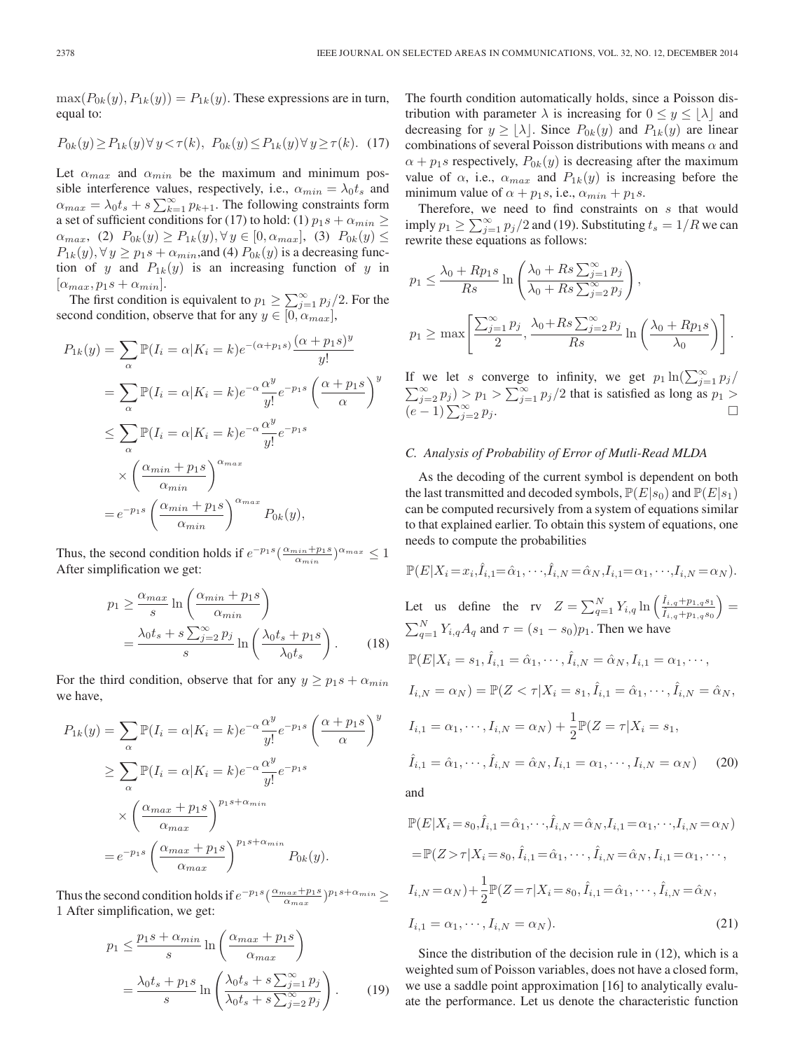$\max(P_{0k}(y), P_{1k}(y)) = P_{1k}(y)$. These expressions are in turn, equal to:

$$P_{0k}(y) \geq P_{1k}(y) \forall y < \tau(k), \; P_{0k}(y) \leq P_{1k}(y) \forall y \geq \tau(k). \quad (17)$$

Let $\alpha_{max}$ and $\alpha_{min}$ be the maximum and minimum possible interference values, respectively, i.e., $\alpha_{min} = \lambda_0 t_s$ and $\alpha_{max} = \lambda_0 t_s + s\sum_{k=1}^{\infty} p_{k+1}$. The following constraints form a set of sufficient conditions for (17) to hold: (1) $p_1 s + \alpha_{min} \geq \alpha_{max}$, (2) $P_{0k}(y) \geq P_{1k}(y), \forall y \in [0, \alpha_{max}]$, (3) $P_{0k}(y) \leq P_{1k}(y), \forall y \geq p_1 s + \alpha_{min}$,and (4) $P_{0k}(y)$ is a decreasing function of $y$ and $P_{1k}(y)$ is an increasing function of $y$ in $[\alpha_{max}, p_1 s + \alpha_{min}]$.

The first condition is equivalent to $p_1 \geq \sum_{j=1}^{\infty} p_j/2$. For the second condition, observe that for any $y \in [0, \alpha_{max}]$,

$$\begin{aligned}
P_{1k}(y) &= \sum_{\alpha} \mathbb{P}(I_i = \alpha | K_i = k) e^{-(\alpha + p_1 s)} \frac{(\alpha + p_1 s)^y}{y!} \\
&= \sum_{\alpha} \mathbb{P}(I_i = \alpha | K_i = k) e^{-\alpha} \frac{\alpha^y}{y!} e^{-p_1 s} \left(\frac{\alpha + p_1 s}{\alpha}\right)^y \\
&\leq \sum_{\alpha} \mathbb{P}(I_i = \alpha | K_i = k) e^{-\alpha} \frac{\alpha^y}{y!} e^{-p_1 s} \\
&\quad \times \left(\frac{\alpha_{min} + p_1 s}{\alpha_{min}}\right)^{\alpha_{max}} \\
&= e^{-p_1 s} \left(\frac{\alpha_{min} + p_1 s}{\alpha_{min}}\right)^{\alpha_{max}} P_{0k}(y),
\end{aligned}$$

Thus, the second condition holds if $e^{-p_1 s}(\frac{\alpha_{min} + p_1 s}{\alpha_{min}})^{\alpha_{max}} \leq 1$ After simplification we get:

$$\begin{aligned}
p_1 &\geq \frac{\alpha_{max}}{s} \ln\left(\frac{\alpha_{min} + p_1 s}{\alpha_{min}}\right) \\
&= \frac{\lambda_0 t_s + s\sum_{j=2}^{\infty} p_j}{s} \ln\left(\frac{\lambda_0 t_s + p_1 s}{\lambda_0 t_s}\right). \quad (18)
\end{aligned}$$

For the third condition, observe that for any $y \geq p_1 s + \alpha_{min}$ we have,

$$\begin{aligned}
P_{1k}(y) &= \sum_{\alpha} \mathbb{P}(I_i = \alpha | K_i = k) e^{-\alpha} \frac{\alpha^y}{y!} e^{-p_1 s} \left(\frac{\alpha + p_1 s}{\alpha}\right)^y \\
&\geq \sum_{\alpha} \mathbb{P}(I_i = \alpha | K_i = k) e^{-\alpha} \frac{\alpha^y}{y!} e^{-p_1 s} \\
&\quad \times \left(\frac{\alpha_{max} + p_1 s}{\alpha_{max}}\right)^{p_1 s + \alpha_{min}} \\
&= e^{-p_1 s} \left(\frac{\alpha_{max} + p_1 s}{\alpha_{max}}\right)^{p_1 s + \alpha_{min}} P_{0k}(y).
\end{aligned}$$

Thus the second condition holds if $e^{-p_1 s}(\frac{\alpha_{max} + p_1 s}{\alpha_{max}})^{p_1 s + \alpha_{min}} \geq 1$ After simplification, we get:

$$\begin{aligned}
p_1 &\leq \frac{p_1 s + \alpha_{min}}{s} \ln\left(\frac{\alpha_{max} + p_1 s}{\alpha_{max}}\right) \\
&= \frac{\lambda_0 t_s + p_1 s}{s} \ln\left(\frac{\lambda_0 t_s + s\sum_{j=1}^{\infty} p_j}{\lambda_0 t_s + s\sum_{j=2}^{\infty} p_j}\right). \quad (19)
\end{aligned}$$

The fourth condition automatically holds, since a Poisson distribution with parameter $\lambda$ is increasing for $0 \leq y \leq \lfloor \lambda \rfloor$ and decreasing for $y \geq \lfloor \lambda \rfloor$. Since $P_{0k}(y)$ and $P_{1k}(y)$ are linear combinations of several Poisson distributions with means $\alpha$ and $\alpha + p_1 s$ respectively, $P_{0k}(y)$ is decreasing after the maximum value of $\alpha$, i.e., $\alpha_{max}$ and $P_{1k}(y)$ is increasing before the minimum value of $\alpha + p_1 s$, i.e., $\alpha_{min} + p_1 s$.

Therefore, we need to find constraints on $s$ that would imply $p_1 \geq \sum_{j=1}^{\infty} p_j/2$ and (19). Substituting $t_s = 1/R$ we can rewrite these equations as follows:

$$p_1 \leq \frac{\lambda_0 + R p_1 s}{Rs} \ln\left(\frac{\lambda_0 + Rs\sum_{j=1}^{\infty} p_j}{\lambda_0 + Rs\sum_{j=2}^{\infty} p_j}\right),$$

$$p_1 \geq \max\left[\frac{\sum_{j=1}^{\infty} p_j}{2}, \frac{\lambda_0 + Rs\sum_{j=2}^{\infty} p_j}{Rs} \ln\left(\frac{\lambda_0 + R p_1 s}{\lambda_0}\right)\right].$$

If we let $s$ converge to infinity, we get $p_1 \ln(\sum_{j=1}^{\infty} p_j / \sum_{j=2}^{\infty} p_j) > p_1 > \sum_{j=1}^{\infty} p_j/2$ that is satisfied as long as $p_1 > (e-1)\sum_{j=2}^{\infty} p_j$. □

### C. Analysis of Probability of Error of Mutli-Read MLDA

As the decoding of the current symbol is dependent on both the last transmitted and decoded symbols, $\mathbb{P}(E|s_0)$ and $\mathbb{P}(E|s_1)$ can be computed recursively from a system of equations similar to that explained earlier. To obtain this system of equations, one needs to compute the probabilities

$$\mathbb{P}(E|X_i = x_i, \hat{I}_{i,1} = \hat{\alpha}_1, \cdots, \hat{I}_{i,N} = \hat{\alpha}_N, I_{i,1} = \alpha_1, \cdots, I_{i,N} = \alpha_N).$$

Let us define the rv $Z = \sum_{q=1}^{N} Y_{i,q} \ln\left(\frac{\hat{I}_{i,q} + p_{1,q} s_1}{\hat{I}_{i,q} + p_{1,q} s_0}\right) = \sum_{q=1}^{N} Y_{i,q} A_q$ and $\tau = (s_1 - s_0) p_1$. Then we have

$$\begin{aligned}
&\mathbb{P}(E|X_i = s_1, \hat{I}_{i,1} = \hat{\alpha}_1, \cdots, \hat{I}_{i,N} = \hat{\alpha}_N, I_{i,1} = \alpha_1, \cdots, \\
&I_{i,N} = \alpha_N) = \mathbb{P}(Z < \tau | X_i = s_1, \hat{I}_{i,1} = \hat{\alpha}_1, \cdots, \hat{I}_{i,N} = \hat{\alpha}_N, \\
&I_{i,1} = \alpha_1, \cdots, I_{i,N} = \alpha_N) + \frac{1}{2}\mathbb{P}(Z = \tau | X_i = s_1, \\
&\hat{I}_{i,1} = \hat{\alpha}_1, \cdots, \hat{I}_{i,N} = \hat{\alpha}_N, I_{i,1} = \alpha_1, \cdots, I_{i,N} = \alpha_N) \quad (20)
\end{aligned}$$

and

$$\begin{aligned}
&\mathbb{P}(E|X_i = s_0, \hat{I}_{i,1} = \hat{\alpha}_1, \cdots, \hat{I}_{i,N} = \hat{\alpha}_N, I_{i,1} = \alpha_1, \cdots, I_{i,N} = \alpha_N) \\
&= \mathbb{P}(Z > \tau | X_i = s_0, \hat{I}_{i,1} = \hat{\alpha}_1, \cdots, \hat{I}_{i,N} = \hat{\alpha}_N, I_{i,1} = \alpha_1, \cdots, \\
&I_{i,N} = \alpha_N) + \frac{1}{2}\mathbb{P}(Z = \tau | X_i = s_0, \hat{I}_{i,1} = \hat{\alpha}_1, \cdots, \hat{I}_{i,N} = \hat{\alpha}_N, \\
&I_{i,1} = \alpha_1, \cdots, I_{i,N} = \alpha_N). \quad (21)
\end{aligned}$$

Since the distribution of the decision rule in (12), which is a weighted sum of Poisson variables, does not have a closed form, we use a saddle point approximation [16] to analytically evaluate the performance. Let us denote the characteristic function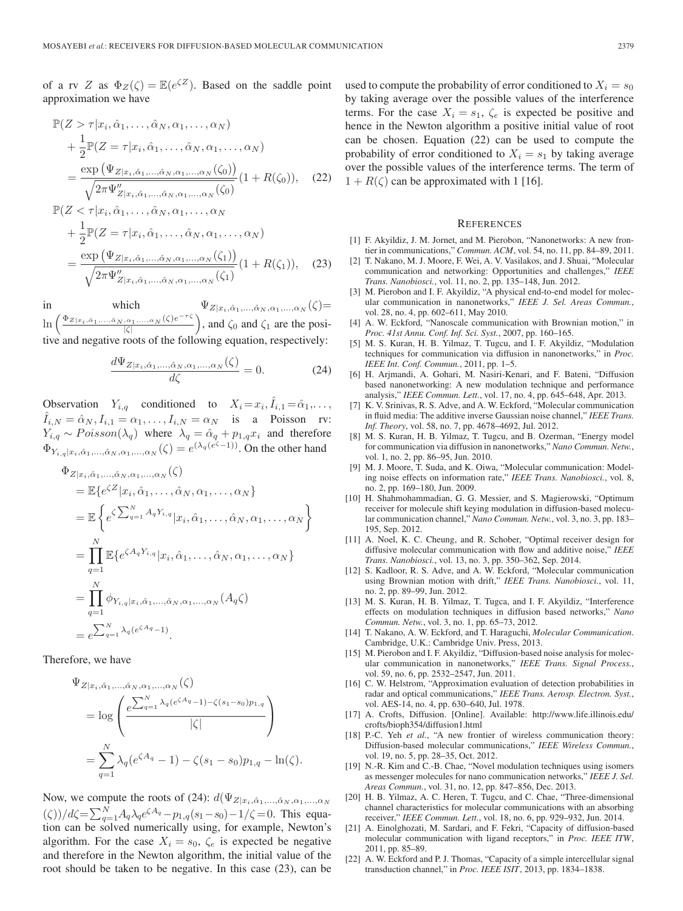of a rv $Z$ as $\Phi_Z(\zeta) = \mathbb{E}(e^{\zeta Z})$. Based on the saddle point approximation we have

$$\begin{aligned}
&\mathbb{P}(Z > \tau | x_i, \hat{\alpha}_1, \ldots, \hat{\alpha}_N, \alpha_1, \ldots, \alpha_N) \\
&\quad + \frac{1}{2}\mathbb{P}(Z = \tau | x_i, \hat{\alpha}_1, \ldots, \hat{\alpha}_N, \alpha_1, \ldots, \alpha_N) \\
&= \frac{\exp\left(\Psi_{Z|x_i, \hat{\alpha}_1, \ldots, \hat{\alpha}_N, \alpha_1, \ldots, \alpha_N}(\zeta_0)\right)}{\sqrt{2\pi \Psi''_{Z|x_i, \hat{\alpha}_1, \ldots, \hat{\alpha}_N, \alpha_1, \ldots, \alpha_N}(\zeta_0)}}(1 + R(\zeta_0)), \quad (22)
\end{aligned}$$

$$\begin{aligned}
&\mathbb{P}(Z < \tau | x_i, \hat{\alpha}_1, \ldots, \hat{\alpha}_N, \alpha_1, \ldots, \alpha_N \\
&\quad + \frac{1}{2}\mathbb{P}(Z = \tau | x_i, \hat{\alpha}_1, \ldots, \hat{\alpha}_N, \alpha_1, \ldots, \alpha_N) \\
&= \frac{\exp\left(\Psi_{Z|x_i, \hat{\alpha}_1, \ldots, \hat{\alpha}_N, \alpha_1, \ldots, \alpha_N}(\zeta_1)\right)}{\sqrt{2\pi \Psi''_{Z|x_i, \hat{\alpha}_1, \ldots, \hat{\alpha}_N, \alpha_1, \ldots, \alpha_N}(\zeta_1)}}(1 + R(\zeta_1)), \quad (23)
\end{aligned}$$

in which $\Psi_{Z|x_i, \hat{\alpha}_1, \ldots, \hat{\alpha}_N, \alpha_1, \ldots, \alpha_N}(\zeta) = \ln\left(\frac{\Phi_{Z|x_i, \hat{\alpha}_1, \ldots, \hat{\alpha}_N, \alpha_1, \ldots, \alpha_N}(\zeta) e^{-\tau\zeta}}{|\zeta|}\right)$, and $\zeta_0$ and $\zeta_1$ are the positive and negative roots of the following equation, respectively:

$$\frac{d\Psi_{Z|x_i, \hat{\alpha}_1, \ldots, \hat{\alpha}_N, \alpha_1, \ldots, \alpha_N}(\zeta)}{d\zeta} = 0. \quad (24)$$

Observation $Y_{i,q}$ conditioned to $X_i = x_i, \hat{I}_{i,1} = \hat{\alpha}_1, \ldots, \hat{I}_{i,N} = \hat{\alpha}_N, I_{i,1} = \alpha_1, \ldots, I_{i,N} = \alpha_N$ is a Poisson rv: $Y_{i,q} \sim Poisson(\lambda_q)$ where $\lambda_q = \hat{\alpha}_q + p_{1,q} x_i$ and therefore $\Phi_{Y_{i,q}|x_i, \hat{\alpha}_1, \ldots, \hat{\alpha}_N, \alpha_1, \ldots, \alpha_N}(\zeta) = e^{(\lambda_q(e^{\zeta}-1))}$. On the other hand

$$\begin{aligned}
&\Phi_{Z|x_i, \hat{\alpha}_1, \ldots, \hat{\alpha}_N, \alpha_1, \ldots, \alpha_N}(\zeta) \\
&= \mathbb{E}\{e^{\zeta Z} | x_i, \hat{\alpha}_1, \ldots, \hat{\alpha}_N, \alpha_1, \ldots, \alpha_N\} \\
&= \mathbb{E}\left\{e^{\zeta \sum_{q=1}^{N} A_q Y_{i,q}} | x_i, \hat{\alpha}_1, \ldots, \hat{\alpha}_N, \alpha_1, \ldots, \alpha_N\right\} \\
&= \prod_{q=1}^{N} \mathbb{E}\{e^{\zeta A_q Y_{i,q}} | x_i, \hat{\alpha}_1, \ldots, \hat{\alpha}_N, \alpha_1, \ldots, \alpha_N\} \\
&= \prod_{q=1}^{N} \phi_{Y_{i,q}|x_i, \hat{\alpha}_1, \ldots, \hat{\alpha}_N, \alpha_1, \ldots, \alpha_N}(A_q \zeta) \\
&= e^{\sum_{q=1}^{N} \lambda_q (e^{\zeta A_q} - 1)}.
\end{aligned}$$

Therefore, we have

$$\begin{aligned}
&\Psi_{Z|x_i, \hat{\alpha}_1, \ldots, \hat{\alpha}_N, \alpha_1, \ldots, \alpha_N}(\zeta) \\
&= \log\left(\frac{e^{\sum_{q=1}^{N} \lambda_q (e^{\zeta A_q} - 1) - \zeta(s_1 - s_0) p_{1,q}}}{|\zeta|}\right) \\
&= \sum_{q=1}^{N} \lambda_q (e^{\zeta A_q} - 1) - \zeta(s_1 - s_0) p_{1,q} - \ln(\zeta).
\end{aligned}$$

Now, we compute the roots of (24): $d(\Psi_{Z|x_i, \hat{\alpha}_1, \ldots, \hat{\alpha}_N, \alpha_1, \ldots, \alpha_N}(\zeta))/d\zeta = \sum_{q=1}^{N} A_q \lambda_q e^{\zeta A_q} - p_{1,q}(s_1 - s_0) - 1/\zeta = 0$. This equation can be solved numerically using, for example, Newton's algorithm. For the case $X_i = s_0$, $\zeta_e$ is expected be negative and therefore in the Newton algorithm, the initial value of the root should be taken to be negative. In this case (23), can be used to compute the probability of error conditioned to $X_i = s_0$ by taking average over the possible values of the interference terms. For the case $X_i = s_1$, $\zeta_e$ is expected be positive and hence in the Newton algorithm a positive initial value of root can be chosen. Equation (22) can be used to compute the probability of error conditioned to $X_i = s_1$ by taking average over the possible values of the interference terms. The term of $1 + R(\zeta)$ can be approximated with 1 [16].

## References

[1] F. Akyildiz, J. M. Jornet, and M. Pierobon, "Nanonetworks: A new frontier in communications," *Commun. ACM*, vol. 54, no. 11, pp. 84–89, 2011.

[2] T. Nakano, M. J. Moore, F. Wei, A. V. Vasilakos, and J. Shuai, "Molecular communication and networking: Opportunities and challenges," *IEEE Trans. Nanobiosci.*, vol. 11, no. 2, pp. 135–148, Jun. 2012.

[3] M. Pierobon and I. F. Akyildiz, "A physical end-to-end model for molecular communication in nanonetworks," *IEEE J. Sel. Areas Commun.*, vol. 28, no. 4, pp. 602–611, May 2010.

[4] A. W. Eckford, "Nanoscale communication with Brownian motion," in *Proc. 41st Annu. Conf. Inf. Sci. Syst.*, 2007, pp. 160–165.

[5] M. S. Kuran, H. B. Yilmaz, T. Tugcu, and I. F. Akyildiz, "Modulation techniques for communication via diffusion in nanonetworks," in *Proc. IEEE Int. Conf. Commun.*, 2011, pp. 1–5.

[6] H. Arjmandi, A. Gohari, M. Nasiri-Kenari, and F. Bateni, "Diffusion based nanonetworking: A new modulation technique and performance analysis," *IEEE Commun. Lett.*, vol. 17, no. 4, pp. 645–648, Apr. 2013.

[7] K. V. Srinivas, R. S. Adve, and A. W. Eckford, "Molecular communication in fluid media: The additive inverse Gaussian noise channel," *IEEE Trans. Inf. Theory*, vol. 58, no. 7, pp. 4678–4692, Jul. 2012.

[8] M. S. Kuran, H. B. Yilmaz, T. Tugcu, and B. Ozerman, "Energy model for communication via diffusion in nanonetworks," *Nano Commun. Netw.*, vol. 1, no. 2, pp. 86–95, Jun. 2010.

[9] M. J. Moore, T. Suda, and K. Oiwa, "Molecular communication: Modeling noise effects on information rate," *IEEE Trans. Nanobiosci.*, vol. 8, no. 2, pp. 169–180, Jun. 2009.

[10] H. Shahmohammadian, G. G. Messier, and S. Magierowski, "Optimum receiver for molecule shift keying modulation in diffusion-based molecular communication channel," *Nano Commun. Netw.*, vol. 3, no. 3, pp. 183–195, Sep. 2012.

[11] A. Noel, K. C. Cheung, and R. Schober, "Optimal receiver design for diffusive molecular communication with flow and additive noise," *IEEE Trans. Nanobiosci.*, vol. 13, no. 3, pp. 350–362, Sep. 2014.

[12] S. Kadloor, R. S. Adve, and A. W. Eckford, "Molecular communication using Brownian motion with drift," *IEEE Trans. Nanobiosci.*, vol. 11, no. 2, pp. 89–99, Jun. 2012.

[13] M. S. Kuran, H. B. Yilmaz, T. Tugca, and I. F. Akyildiz, "Interference effects on modulation techniques in diffusion based networks," *Nano Commun. Netw.*, vol. 3, no. 1, pp. 65–73, 2012.

[14] T. Nakano, A. W. Eckford, and T. Haraguchi, *Molecular Communication*. Cambridge, U.K.: Cambridge Univ. Press, 2013.

[15] M. Pierobon and I. F. Akyildiz, "Diffusion-based noise analysis for molecular communication in nanonetworks," *IEEE Trans. Signal Process.*, vol. 59, no. 6, pp. 2532–2547, Jun. 2011.

[16] C. W. Helstrom, "Approximation evaluation of detection probabilities in radar and optical communications," *IEEE Trans. Aerosp. Electron. Syst.*, vol. AES-14, no. 4, pp. 630–640, Jul. 1978.

[17] A. Crofts, Diffusion. [Online]. Available: http://www.life.illinois.edu/crofts/bioph354/diffusion1.html

[18] P.-C. Yeh *et al.*, "A new frontier of wireless communication theory: Diffusion-based molecular communications," *IEEE Wireless Commun.*, vol. 19, no. 5, pp. 28–35, Oct. 2012.

[19] N.-R. Kim and C.-B. Chae, "Novel modulation techniques using isomers as messenger molecules for nano communication networks," *IEEE J. Sel. Areas Commun.*, vol. 31, no. 12, pp. 847–856, Dec. 2013.

[20] H. B. Yilmaz, A. C. Heren, T. Tugcu, and C. Chae, "Three-dimensional channel characteristics for molecular communications with an absorbing receiver," *IEEE Commun. Lett.*, vol. 18, no. 6, pp. 929–932, Jun. 2014.

[21] A. Einolghozati, M. Sardari, and F. Fekri, "Capacity of diffusion-based molecular communication with ligand receptors," in *Proc. IEEE ITW*, 2011, pp. 85–89.

[22] A. W. Eckford and P. J. Thomas, "Capacity of a simple intercellular signal transduction channel," in *Proc. IEEE ISIT*, 2013, pp. 1834–1838.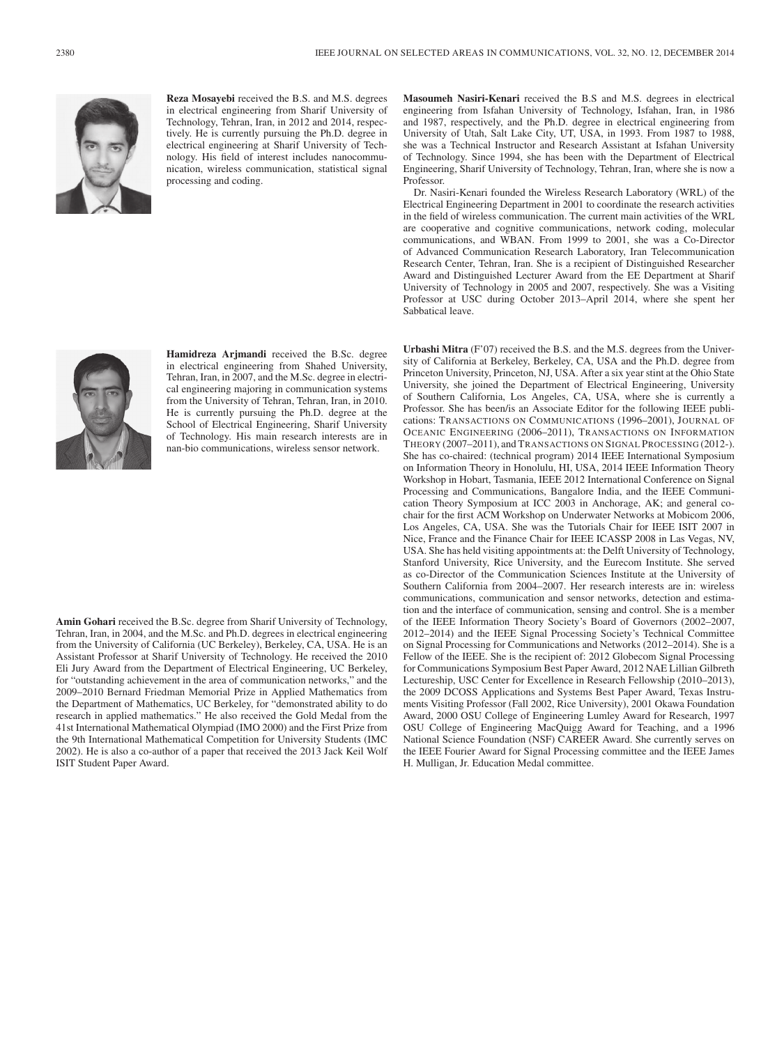**Reza Mosayebi** received the B.S. and M.S. degrees in electrical engineering from Sharif University of Technology, Tehran, Iran, in 2012 and 2014, respectively. He is currently pursuing the Ph.D. degree in electrical engineering at Sharif University of Technology. His field of interest includes nanocommunication, wireless communication, statistical signal processing and coding.

**Hamidreza Arjmandi** received the B.Sc. degree in electrical engineering from Shahed University, Tehran, Iran, in 2007, and the M.Sc. degree in electrical engineering majoring in communication systems from the University of Tehran, Tehran, Iran, in 2010. He is currently pursuing the Ph.D. degree at the School of Electrical Engineering, Sharif University of Technology. His main research interests are in nan-bio communications, wireless sensor network.

**Amin Gohari** received the B.Sc. degree from Sharif University of Technology, Tehran, Iran, in 2004, and the M.Sc. and Ph.D. degrees in electrical engineering from the University of California (UC Berkeley), Berkeley, CA, USA. He is an Assistant Professor at Sharif University of Technology. He received the 2010 Eli Jury Award from the Department of Electrical Engineering, UC Berkeley, for "outstanding achievement in the area of communication networks," and the 2009–2010 Bernard Friedman Memorial Prize in Applied Mathematics from the Department of Mathematics, UC Berkeley, for "demonstrated ability to do research in applied mathematics." He also received the Gold Medal from the 41st International Mathematical Olympiad (IMO 2000) and the First Prize from the 9th International Mathematical Competition for University Students (IMC 2002). He is also a co-author of a paper that received the 2013 Jack Keil Wolf ISIT Student Paper Award.

**Masoumeh Nasiri-Kenari** received the B.S and M.S. degrees in electrical engineering from Isfahan University of Technology, Isfahan, Iran, in 1986 and 1987, respectively, and the Ph.D. degree in electrical engineering from University of Utah, Salt Lake City, UT, USA, in 1993. From 1987 to 1988, she was a Technical Instructor and Research Assistant at Isfahan University of Technology. Since 1994, she has been with the Department of Electrical Engineering, Sharif University of Technology, Tehran, Iran, where she is now a Professor.

Dr. Nasiri-Kenari founded the Wireless Research Laboratory (WRL) of the Electrical Engineering Department in 2001 to coordinate the research activities in the field of wireless communication. The current main activities of the WRL are cooperative and cognitive communications, network coding, molecular communications, and WBAN. From 1999 to 2001, she was a Co-Director of Advanced Communication Research Laboratory, Iran Telecommunication Research Center, Tehran, Iran. She is a recipient of Distinguished Researcher Award and Distinguished Lecturer Award from the EE Department at Sharif University of Technology in 2005 and 2007, respectively. She was a Visiting Professor at USC during October 2013–April 2014, where she spent her Sabbatical leave.

**Urbashi Mitra** (F'07) received the B.S. and the M.S. degrees from the University of California at Berkeley, Berkeley, CA, USA and the Ph.D. degree from Princeton University, Princeton, NJ, USA. After a six year stint at the Ohio State University, she joined the Department of Electrical Engineering, University of Southern California, Los Angeles, CA, USA, where she is currently a Professor. She has been/is an Associate Editor for the following IEEE publications: TRANSACTIONS ON COMMUNICATIONS (1996–2001), JOURNAL OF OCEANIC ENGINEERING (2006–2011), TRANSACTIONS ON INFORMATION THEORY (2007–2011), and TRANSACTIONS ON SIGNAL PROCESSING (2012-). She has co-chaired: (technical program) 2014 IEEE International Symposium on Information Theory in Honolulu, HI, USA, 2014 IEEE Information Theory Workshop in Hobart, Tasmania, IEEE 2012 International Conference on Signal Processing and Communications, Bangalore India, and the IEEE Communication Theory Symposium at ICC 2003 in Anchorage, AK; and general co-chair for the first ACM Workshop on Underwater Networks at Mobicom 2006, Los Angeles, CA, USA. She was the Tutorials Chair for IEEE ISIT 2007 in Nice, France and the Finance Chair for IEEE ICASSP 2008 in Las Vegas, NV, USA. She has held visiting appointments at: the Delft University of Technology, Stanford University, Rice University, and the Eurecom Institute. She served as co-Director of the Communication Sciences Institute at the University of Southern California from 2004–2007. Her research interests are in: wireless communications, communication and sensor networks, detection and estimation and the interface of communication, sensing and control. She is a member of the IEEE Information Theory Society's Board of Governors (2002–2007, 2012–2014) and the IEEE Signal Processing Society's Technical Committee on Signal Processing for Communications and Networks (2012–2014). She is a Fellow of the IEEE. She is the recipient of: 2012 Globecom Signal Processing for Communications Symposium Best Paper Award, 2012 NAE Lillian Gilbreth Lectureship, USC Center for Excellence in Research Fellowship (2010–2013), the 2009 DCOSS Applications and Systems Best Paper Award, Texas Instruments Visiting Professor (Fall 2002, Rice University), 2001 Okawa Foundation Award, 2000 OSU College of Engineering Lumley Award for Research, 1997 OSU College of Engineering MacQuigg Award for Teaching, and a 1996 National Science Foundation (NSF) CAREER Award. She currently serves on the IEEE Fourier Award for Signal Processing committee and the IEEE James H. Mulligan, Jr. Education Medal committee.